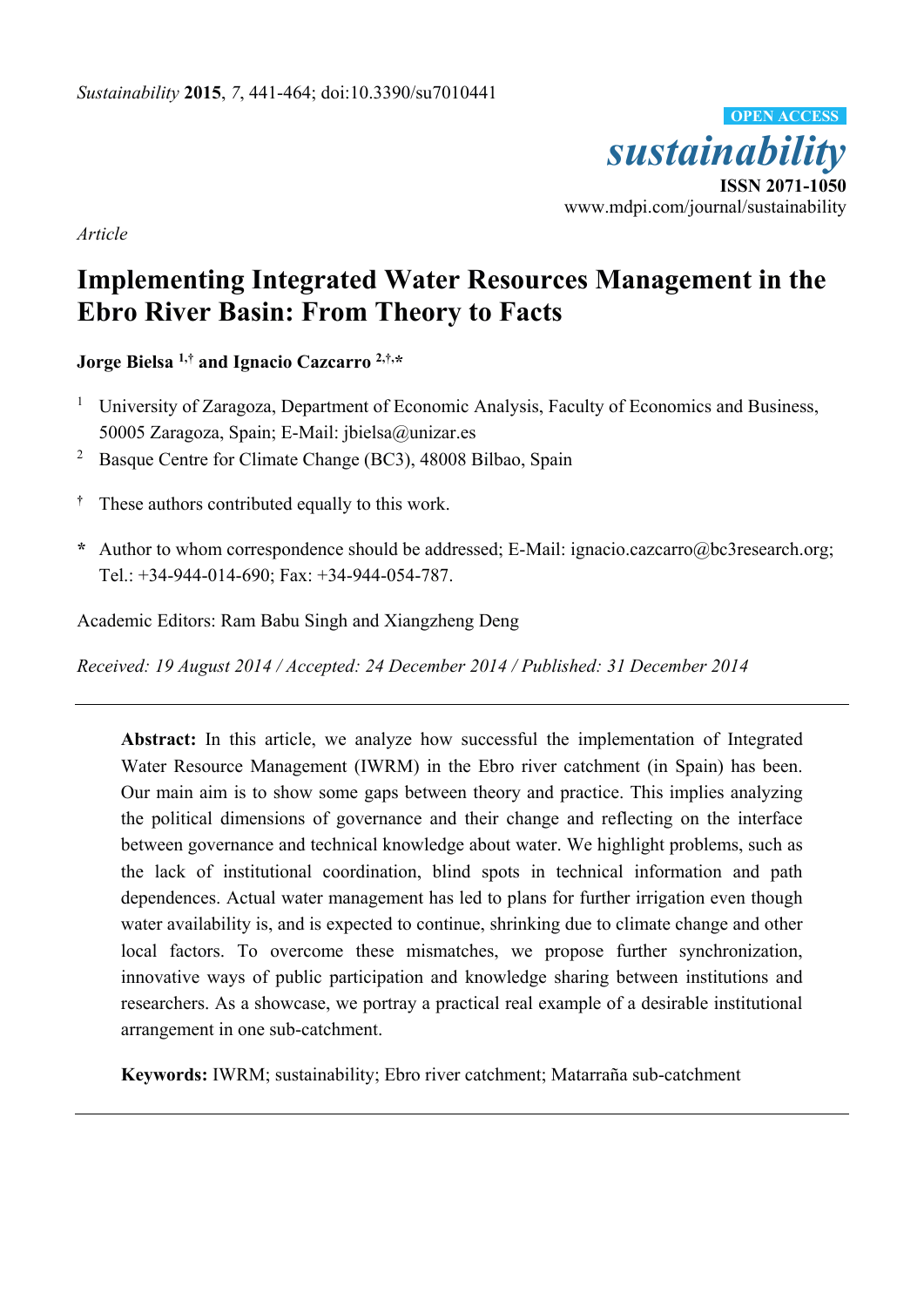*Article*

# Implementing Integrated Water Resources Management in the Ebro River Basin: From Theory to Facts

**Jorge Bielsa [1,†] and Ignacio Cazcarro [2,†,*]**

[1] University of Zaragoza, Department of Economic Analysis, Faculty of Economics and Business, 50005 Zaragoza, Spain; E-Mail: jbielsa@unizar.es

[2] Basque Centre for Climate Change (BC3), 48008 Bilbao, Spain

[†] These authors contributed equally to this work.

[*] Author to whom correspondence should be addressed; E-Mail: ignacio.cazcarro@bc3research.org; Tel.: +34-944-014-690; Fax: +34-944-054-787.

Academic Editors: Ram Babu Singh and Xiangzheng Deng

*Received: 19 August 2014 / Accepted: 24 December 2014 / Published: 31 December 2014*

---

**Abstract:** In this article, we analyze how successful the implementation of Integrated Water Resource Management (IWRM) in the Ebro river catchment (in Spain) has been. Our main aim is to show some gaps between theory and practice. This implies analyzing the political dimensions of governance and their change and reflecting on the interface between governance and technical knowledge about water. We highlight problems, such as the lack of institutional coordination, blind spots in technical information and path dependences. Actual water management has led to plans for further irrigation even though water availability is, and is expected to continue, shrinking due to climate change and other local factors. To overcome these mismatches, we propose further synchronization, innovative ways of public participation and knowledge sharing between institutions and researchers. As a showcase, we portray a practical real example of a desirable institutional arrangement in one sub-catchment.

**Keywords:** IWRM; sustainability; Ebro river catchment; Matarraña sub-catchment

---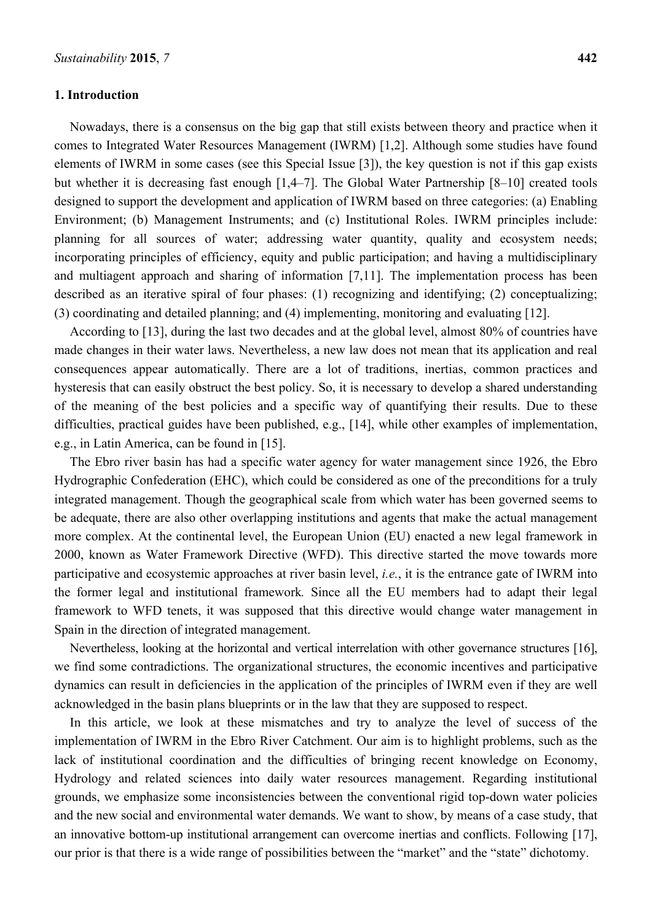## 1. Introduction

Nowadays, there is a consensus on the big gap that still exists between theory and practice when it comes to Integrated Water Resources Management (IWRM) [1,2]. Although some studies have found elements of IWRM in some cases (see this Special Issue [3]), the key question is not if this gap exists but whether it is decreasing fast enough [1,4–7]. The Global Water Partnership [8–10] created tools designed to support the development and application of IWRM based on three categories: (a) Enabling Environment; (b) Management Instruments; and (c) Institutional Roles. IWRM principles include: planning for all sources of water; addressing water quantity, quality and ecosystem needs; incorporating principles of efficiency, equity and public participation; and having a multidisciplinary and multiagent approach and sharing of information [7,11]. The implementation process has been described as an iterative spiral of four phases: (1) recognizing and identifying; (2) conceptualizing; (3) coordinating and detailed planning; and (4) implementing, monitoring and evaluating [12].

According to [13], during the last two decades and at the global level, almost 80% of countries have made changes in their water laws. Nevertheless, a new law does not mean that its application and real consequences appear automatically. There are a lot of traditions, inertias, common practices and hysteresis that can easily obstruct the best policy. So, it is necessary to develop a shared understanding of the meaning of the best policies and a specific way of quantifying their results. Due to these difficulties, practical guides have been published, e.g., [14], while other examples of implementation, e.g., in Latin America, can be found in [15].

The Ebro river basin has had a specific water agency for water management since 1926, the Ebro Hydrographic Confederation (EHC), which could be considered as one of the preconditions for a truly integrated management. Though the geographical scale from which water has been governed seems to be adequate, there are also other overlapping institutions and agents that make the actual management more complex. At the continental level, the European Union (EU) enacted a new legal framework in 2000, known as Water Framework Directive (WFD). This directive started the move towards more participative and ecosystemic approaches at river basin level, *i.e.*, it is the entrance gate of IWRM into the former legal and institutional framework. Since all the EU members had to adapt their legal framework to WFD tenets, it was supposed that this directive would change water management in Spain in the direction of integrated management.

Nevertheless, looking at the horizontal and vertical interrelation with other governance structures [16], we find some contradictions. The organizational structures, the economic incentives and participative dynamics can result in deficiencies in the application of the principles of IWRM even if they are well acknowledged in the basin plans blueprints or in the law that they are supposed to respect.

In this article, we look at these mismatches and try to analyze the level of success of the implementation of IWRM in the Ebro River Catchment. Our aim is to highlight problems, such as the lack of institutional coordination and the difficulties of bringing recent knowledge on Economy, Hydrology and related sciences into daily water resources management. Regarding institutional grounds, we emphasize some inconsistencies between the conventional rigid top-down water policies and the new social and environmental water demands. We want to show, by means of a case study, that an innovative bottom-up institutional arrangement can overcome inertias and conflicts. Following [17], our prior is that there is a wide range of possibilities between the "market" and the "state" dichotomy.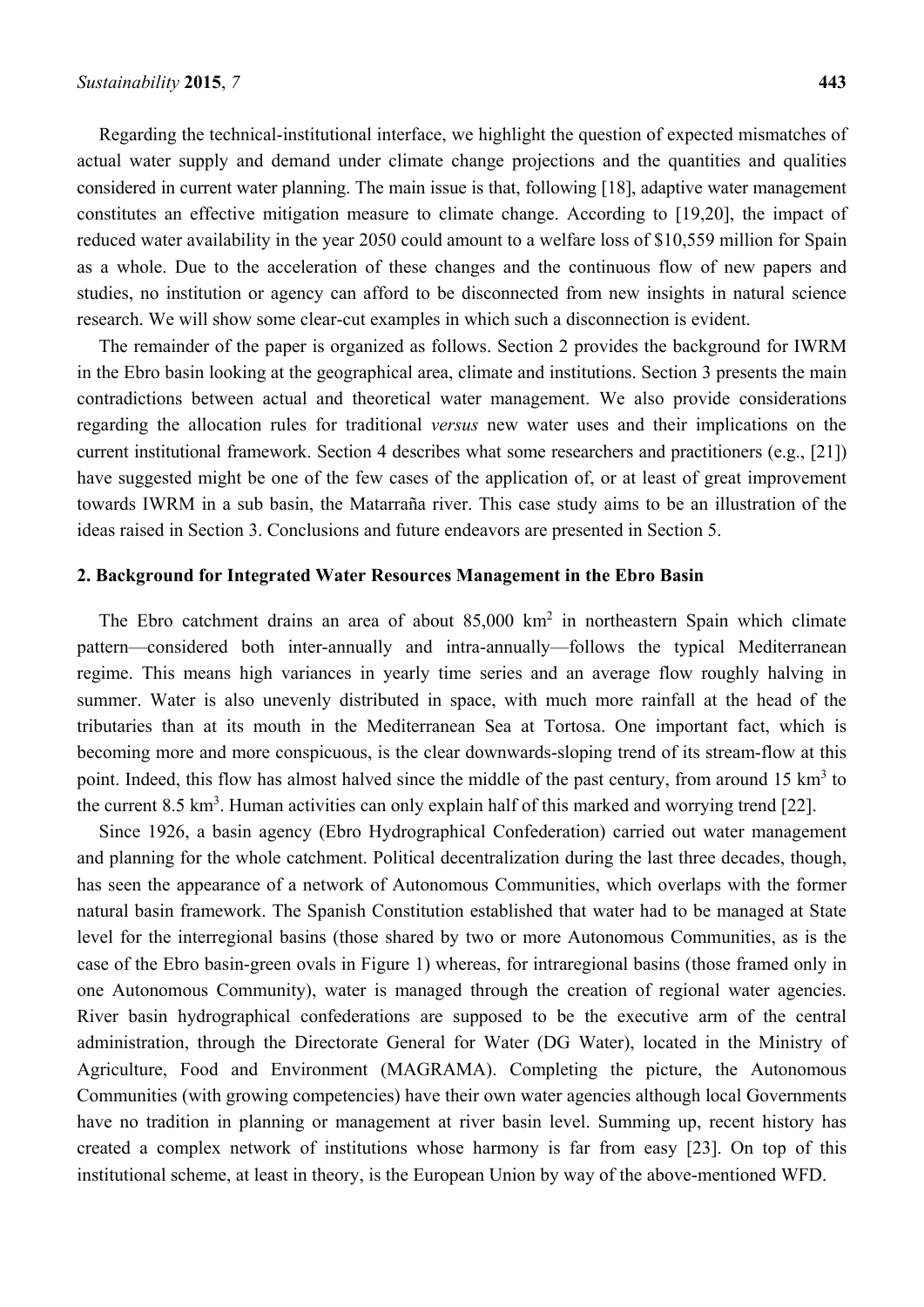Regarding the technical-institutional interface, we highlight the question of expected mismatches of actual water supply and demand under climate change projections and the quantities and qualities considered in current water planning. The main issue is that, following [18], adaptive water management constitutes an effective mitigation measure to climate change. According to [19,20], the impact of reduced water availability in the year 2050 could amount to a welfare loss of $10,559 million for Spain as a whole. Due to the acceleration of these changes and the continuous flow of new papers and studies, no institution or agency can afford to be disconnected from new insights in natural science research. We will show some clear-cut examples in which such a disconnection is evident.

The remainder of the paper is organized as follows. Section 2 provides the background for IWRM in the Ebro basin looking at the geographical area, climate and institutions. Section 3 presents the main contradictions between actual and theoretical water management. We also provide considerations regarding the allocation rules for traditional *versus* new water uses and their implications on the current institutional framework. Section 4 describes what some researchers and practitioners (e.g., [21]) have suggested might be one of the few cases of the application of, or at least of great improvement towards IWRM in a sub basin, the Matarraña river. This case study aims to be an illustration of the ideas raised in Section 3. Conclusions and future endeavors are presented in Section 5.

## 2. Background for Integrated Water Resources Management in the Ebro Basin

The Ebro catchment drains an area of about 85,000 km$^2$ in northeastern Spain which climate pattern—considered both inter-annually and intra-annually—follows the typical Mediterranean regime. This means high variances in yearly time series and an average flow roughly halving in summer. Water is also unevenly distributed in space, with much more rainfall at the head of the tributaries than at its mouth in the Mediterranean Sea at Tortosa. One important fact, which is becoming more and more conspicuous, is the clear downwards-sloping trend of its stream-flow at this point. Indeed, this flow has almost halved since the middle of the past century, from around 15 km$^3$ to the current 8.5 km$^3$. Human activities can only explain half of this marked and worrying trend [22].

Since 1926, a basin agency (Ebro Hydrographical Confederation) carried out water management and planning for the whole catchment. Political decentralization during the last three decades, though, has seen the appearance of a network of Autonomous Communities, which overlaps with the former natural basin framework. The Spanish Constitution established that water had to be managed at State level for the interregional basins (those shared by two or more Autonomous Communities, as is the case of the Ebro basin-green ovals in Figure 1) whereas, for intraregional basins (those framed only in one Autonomous Community), water is managed through the creation of regional water agencies. River basin hydrographical confederations are supposed to be the executive arm of the central administration, through the Directorate General for Water (DG Water), located in the Ministry of Agriculture, Food and Environment (MAGRAMA). Completing the picture, the Autonomous Communities (with growing competencies) have their own water agencies although local Governments have no tradition in planning or management at river basin level. Summing up, recent history has created a complex network of institutions whose harmony is far from easy [23]. On top of this institutional scheme, at least in theory, is the European Union by way of the above-mentioned WFD.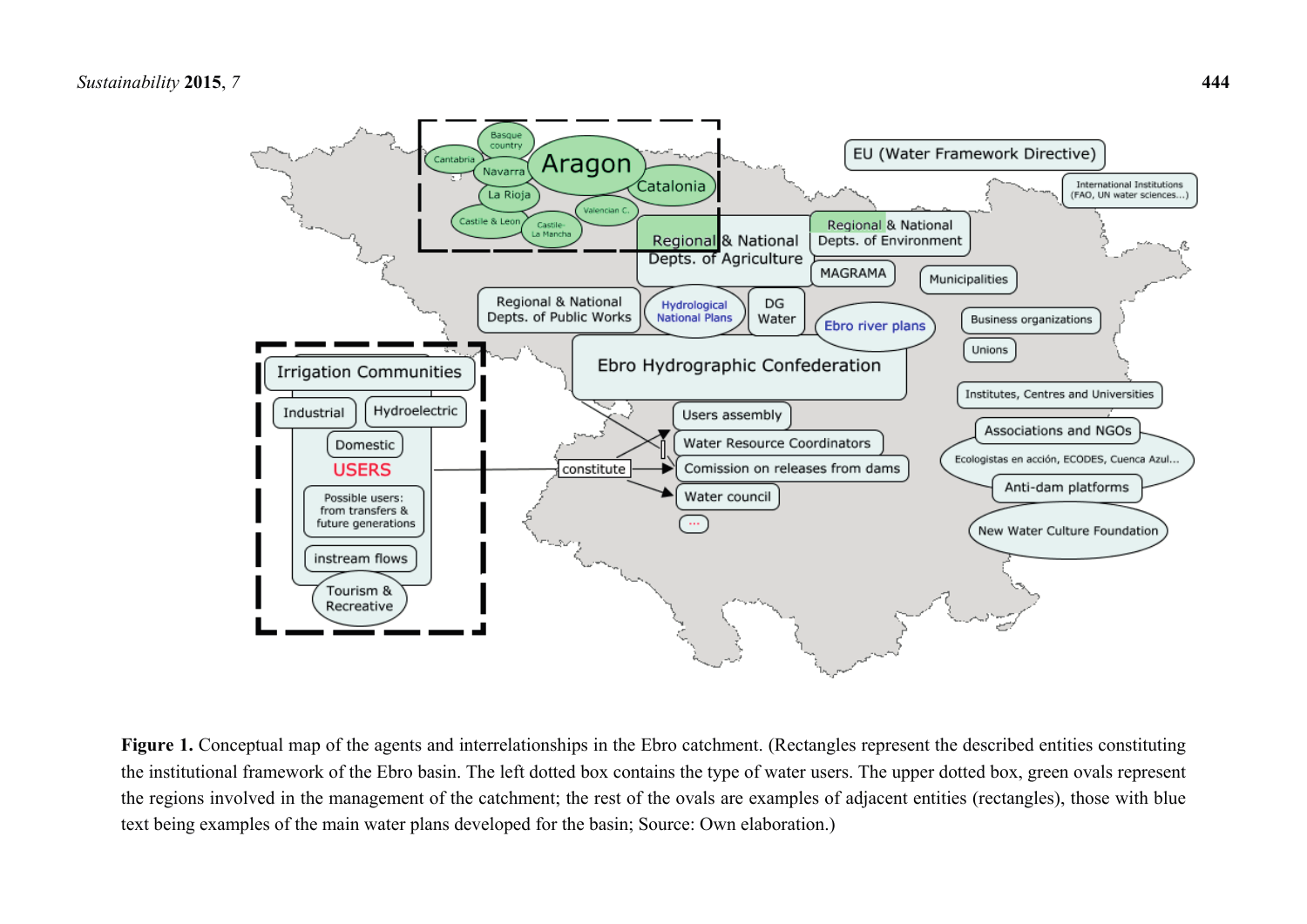**Figure 1.** Conceptual map of the agents and interrelationships in the Ebro catchment. (Rectangles represent the described entities constituting the institutional framework of the Ebro basin. The left dotted box contains the type of water users. The upper dotted box, green ovals represent the regions involved in the management of the catchment; the rest of the ovals are examples of adjacent entities (rectangles), those with blue text being examples of the main water plans developed for the basin; Source: Own elaboration.)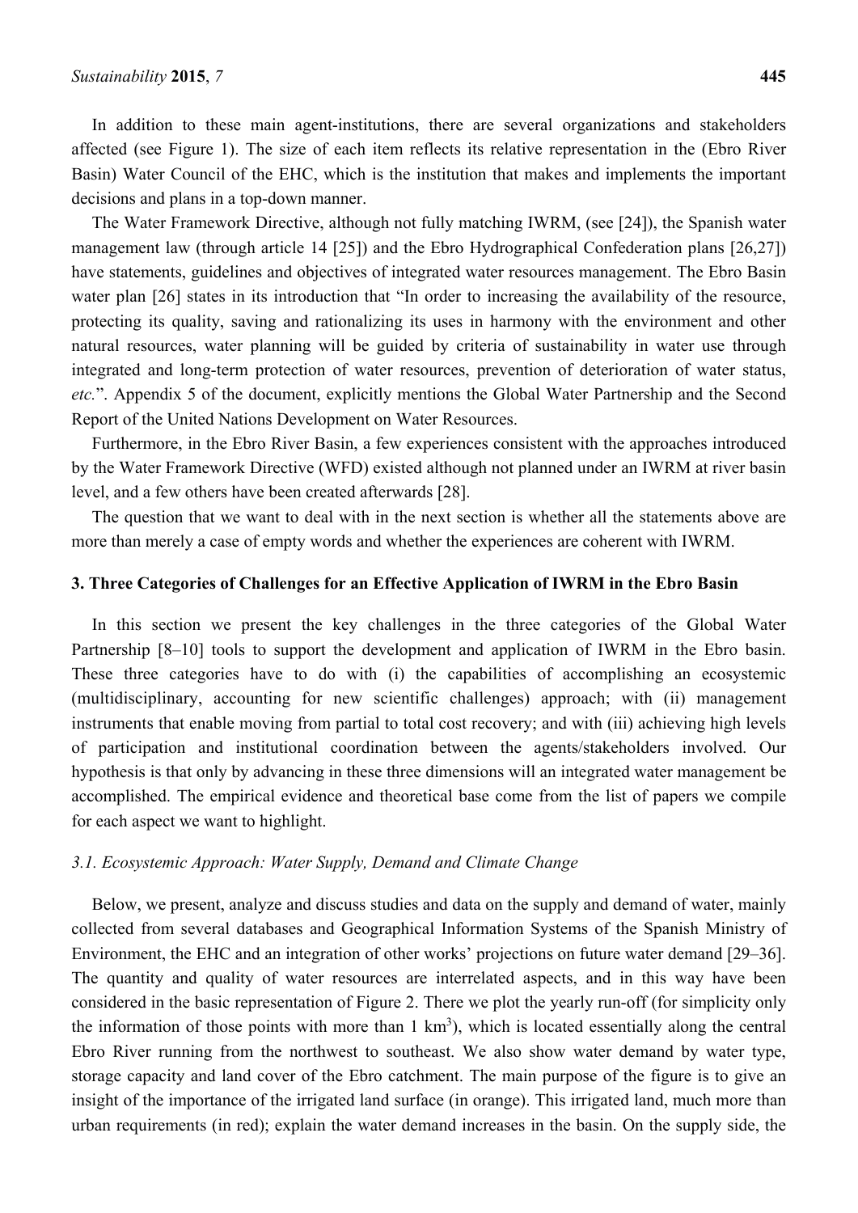In addition to these main agent-institutions, there are several organizations and stakeholders affected (see Figure 1). The size of each item reflects its relative representation in the (Ebro River Basin) Water Council of the EHC, which is the institution that makes and implements the important decisions and plans in a top-down manner.

The Water Framework Directive, although not fully matching IWRM, (see [24]), the Spanish water management law (through article 14 [25]) and the Ebro Hydrographical Confederation plans [26,27]) have statements, guidelines and objectives of integrated water resources management. The Ebro Basin water plan [26] states in its introduction that "In order to increasing the availability of the resource, protecting its quality, saving and rationalizing its uses in harmony with the environment and other natural resources, water planning will be guided by criteria of sustainability in water use through integrated and long-term protection of water resources, prevention of deterioration of water status, *etc.*". Appendix 5 of the document, explicitly mentions the Global Water Partnership and the Second Report of the United Nations Development on Water Resources.

Furthermore, in the Ebro River Basin, a few experiences consistent with the approaches introduced by the Water Framework Directive (WFD) existed although not planned under an IWRM at river basin level, and a few others have been created afterwards [28].

The question that we want to deal with in the next section is whether all the statements above are more than merely a case of empty words and whether the experiences are coherent with IWRM.

## 3. Three Categories of Challenges for an Effective Application of IWRM in the Ebro Basin

In this section we present the key challenges in the three categories of the Global Water Partnership [8–10] tools to support the development and application of IWRM in the Ebro basin. These three categories have to do with (i) the capabilities of accomplishing an ecosystemic (multidisciplinary, accounting for new scientific challenges) approach; with (ii) management instruments that enable moving from partial to total cost recovery; and with (iii) achieving high levels of participation and institutional coordination between the agents/stakeholders involved. Our hypothesis is that only by advancing in these three dimensions will an integrated water management be accomplished. The empirical evidence and theoretical base come from the list of papers we compile for each aspect we want to highlight.

### *3.1. Ecosystemic Approach: Water Supply, Demand and Climate Change*

Below, we present, analyze and discuss studies and data on the supply and demand of water, mainly collected from several databases and Geographical Information Systems of the Spanish Ministry of Environment, the EHC and an integration of other works' projections on future water demand [29–36]. The quantity and quality of water resources are interrelated aspects, and in this way have been considered in the basic representation of Figure 2. There we plot the yearly run-off (for simplicity only the information of those points with more than 1 $km^3$), which is located essentially along the central Ebro River running from the northwest to southeast. We also show water demand by water type, storage capacity and land cover of the Ebro catchment. The main purpose of the figure is to give an insight of the importance of the irrigated land surface (in orange). This irrigated land, much more than urban requirements (in red); explain the water demand increases in the basin. On the supply side, the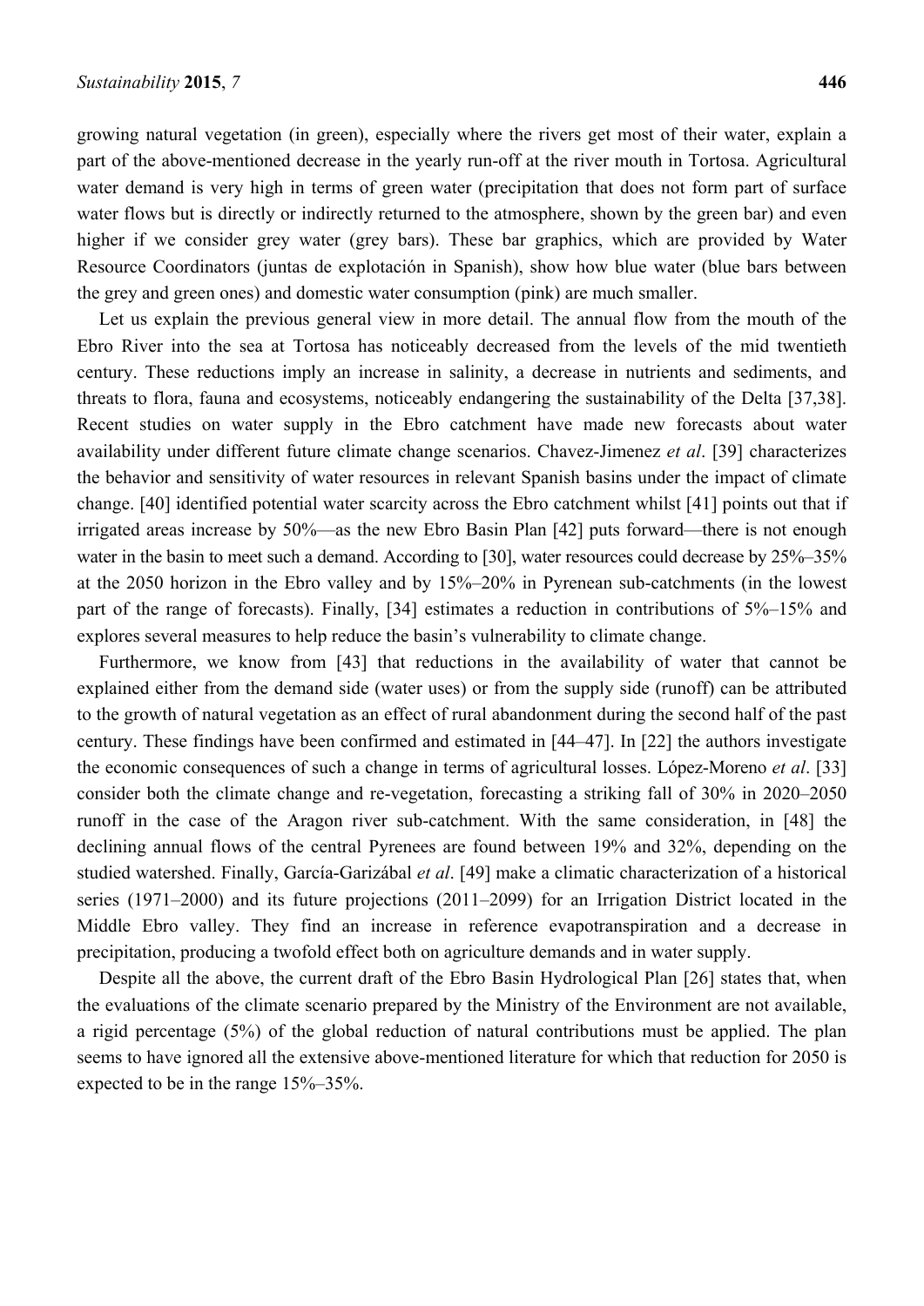growing natural vegetation (in green), especially where the rivers get most of their water, explain a part of the above-mentioned decrease in the yearly run-off at the river mouth in Tortosa. Agricultural water demand is very high in terms of green water (precipitation that does not form part of surface water flows but is directly or indirectly returned to the atmosphere, shown by the green bar) and even higher if we consider grey water (grey bars). These bar graphics, which are provided by Water Resource Coordinators (juntas de explotación in Spanish), show how blue water (blue bars between the grey and green ones) and domestic water consumption (pink) are much smaller.

Let us explain the previous general view in more detail. The annual flow from the mouth of the Ebro River into the sea at Tortosa has noticeably decreased from the levels of the mid twentieth century. These reductions imply an increase in salinity, a decrease in nutrients and sediments, and threats to flora, fauna and ecosystems, noticeably endangering the sustainability of the Delta [37,38]. Recent studies on water supply in the Ebro catchment have made new forecasts about water availability under different future climate change scenarios. Chavez-Jimenez *et al*. [39] characterizes the behavior and sensitivity of water resources in relevant Spanish basins under the impact of climate change. [40] identified potential water scarcity across the Ebro catchment whilst [41] points out that if irrigated areas increase by 50%—as the new Ebro Basin Plan [42] puts forward—there is not enough water in the basin to meet such a demand. According to [30], water resources could decrease by 25%–35% at the 2050 horizon in the Ebro valley and by 15%–20% in Pyrenean sub-catchments (in the lowest part of the range of forecasts). Finally, [34] estimates a reduction in contributions of 5%–15% and explores several measures to help reduce the basin's vulnerability to climate change.

Furthermore, we know from [43] that reductions in the availability of water that cannot be explained either from the demand side (water uses) or from the supply side (runoff) can be attributed to the growth of natural vegetation as an effect of rural abandonment during the second half of the past century. These findings have been confirmed and estimated in [44–47]. In [22] the authors investigate the economic consequences of such a change in terms of agricultural losses. López-Moreno *et al*. [33] consider both the climate change and re-vegetation, forecasting a striking fall of 30% in 2020–2050 runoff in the case of the Aragon river sub-catchment. With the same consideration, in [48] the declining annual flows of the central Pyrenees are found between 19% and 32%, depending on the studied watershed. Finally, García-Garizábal *et al*. [49] make a climatic characterization of a historical series (1971–2000) and its future projections (2011–2099) for an Irrigation District located in the Middle Ebro valley. They find an increase in reference evapotranspiration and a decrease in precipitation, producing a twofold effect both on agriculture demands and in water supply.

Despite all the above, the current draft of the Ebro Basin Hydrological Plan [26] states that, when the evaluations of the climate scenario prepared by the Ministry of the Environment are not available, a rigid percentage (5%) of the global reduction of natural contributions must be applied. The plan seems to have ignored all the extensive above-mentioned literature for which that reduction for 2050 is expected to be in the range 15%–35%.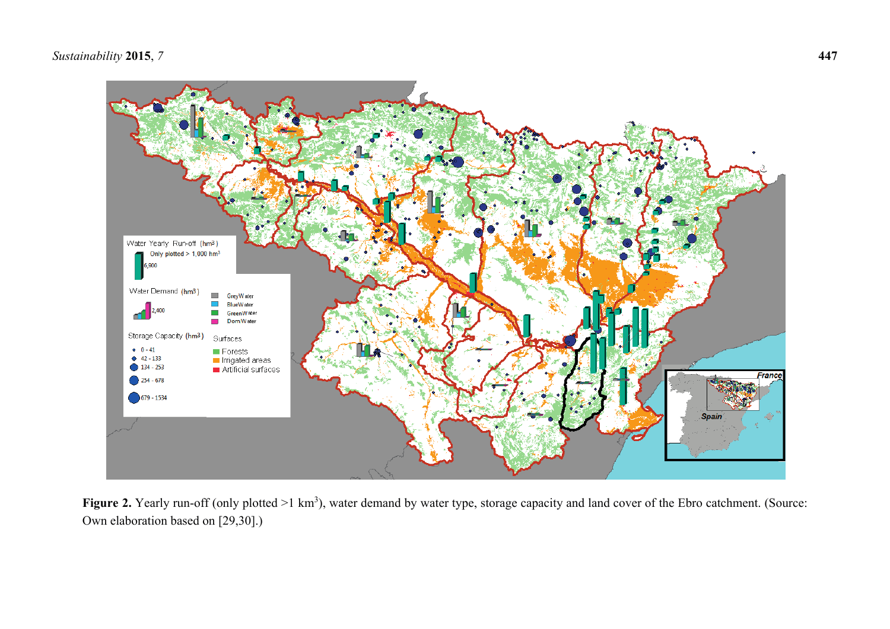**Figure 2.** Yearly run-off (only plotted >1 $km^3$), water demand by water type, storage capacity and land cover of the Ebro catchment. (Source: Own elaboration based on [29,30].)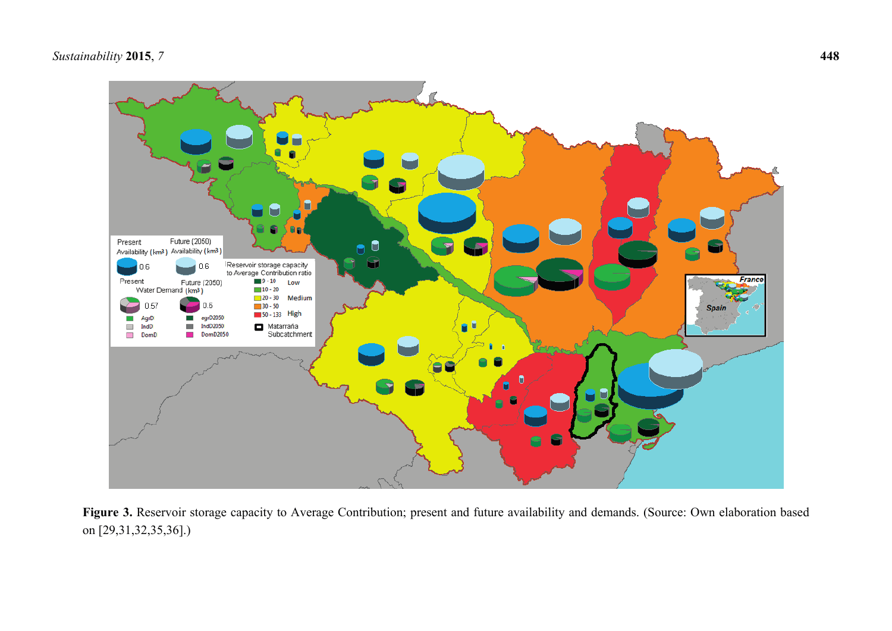**Figure 3.** Reservoir storage capacity to Average Contribution; present and future availability and demands. (Source: Own elaboration based on [29,31,32,35,36].)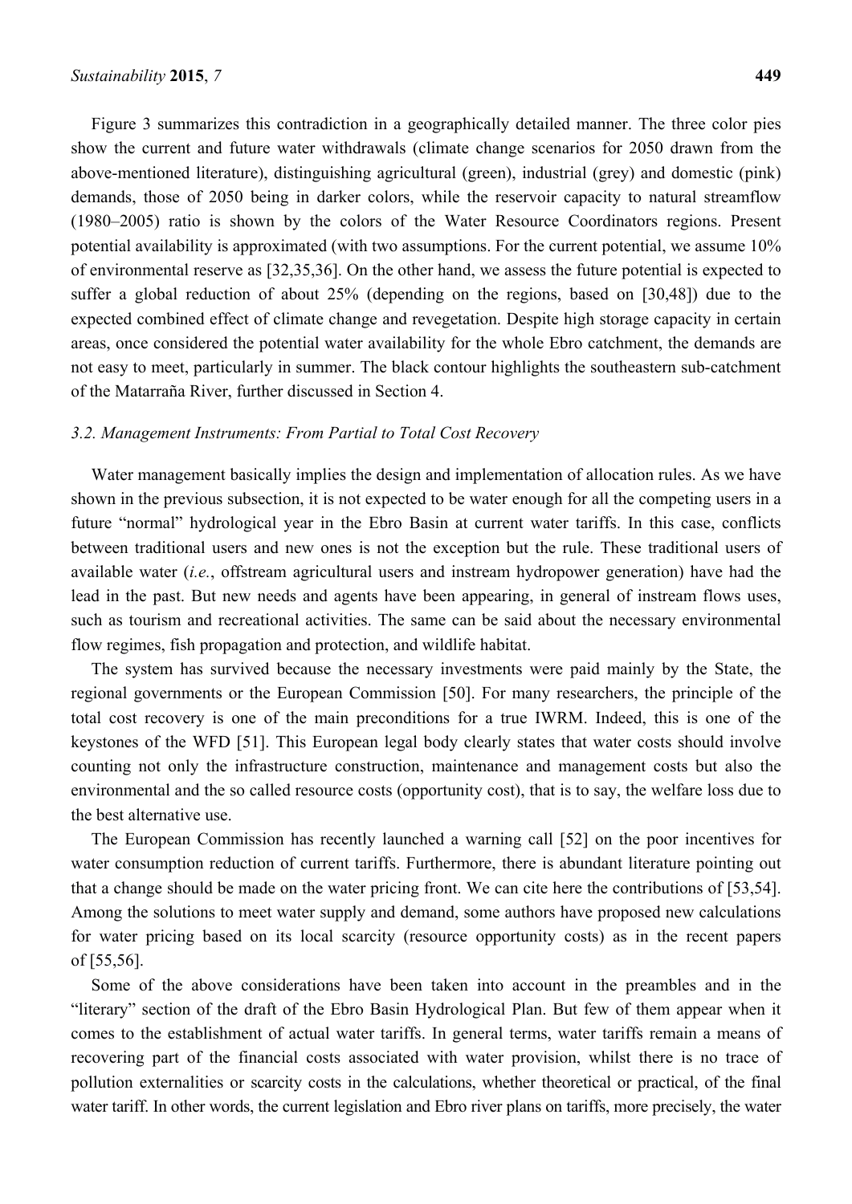Figure 3 summarizes this contradiction in a geographically detailed manner. The three color pies show the current and future water withdrawals (climate change scenarios for 2050 drawn from the above-mentioned literature), distinguishing agricultural (green), industrial (grey) and domestic (pink) demands, those of 2050 being in darker colors, while the reservoir capacity to natural streamflow (1980–2005) ratio is shown by the colors of the Water Resource Coordinators regions. Present potential availability is approximated (with two assumptions. For the current potential, we assume 10% of environmental reserve as [32,35,36]. On the other hand, we assess the future potential is expected to suffer a global reduction of about 25% (depending on the regions, based on [30,48]) due to the expected combined effect of climate change and revegetation. Despite high storage capacity in certain areas, once considered the potential water availability for the whole Ebro catchment, the demands are not easy to meet, particularly in summer. The black contour highlights the southeastern sub-catchment of the Matarraña River, further discussed in Section 4.

### *3.2. Management Instruments: From Partial to Total Cost Recovery*

Water management basically implies the design and implementation of allocation rules. As we have shown in the previous subsection, it is not expected to be water enough for all the competing users in a future "normal" hydrological year in the Ebro Basin at current water tariffs. In this case, conflicts between traditional users and new ones is not the exception but the rule. These traditional users of available water (*i.e.*, offstream agricultural users and instream hydropower generation) have had the lead in the past. But new needs and agents have been appearing, in general of instream flows uses, such as tourism and recreational activities. The same can be said about the necessary environmental flow regimes, fish propagation and protection, and wildlife habitat.

The system has survived because the necessary investments were paid mainly by the State, the regional governments or the European Commission [50]. For many researchers, the principle of the total cost recovery is one of the main preconditions for a true IWRM. Indeed, this is one of the keystones of the WFD [51]. This European legal body clearly states that water costs should involve counting not only the infrastructure construction, maintenance and management costs but also the environmental and the so called resource costs (opportunity cost), that is to say, the welfare loss due to the best alternative use.

The European Commission has recently launched a warning call [52] on the poor incentives for water consumption reduction of current tariffs. Furthermore, there is abundant literature pointing out that a change should be made on the water pricing front. We can cite here the contributions of [53,54]. Among the solutions to meet water supply and demand, some authors have proposed new calculations for water pricing based on its local scarcity (resource opportunity costs) as in the recent papers of [55,56].

Some of the above considerations have been taken into account in the preambles and in the "literary" section of the draft of the Ebro Basin Hydrological Plan. But few of them appear when it comes to the establishment of actual water tariffs. In general terms, water tariffs remain a means of recovering part of the financial costs associated with water provision, whilst there is no trace of pollution externalities or scarcity costs in the calculations, whether theoretical or practical, of the final water tariff. In other words, the current legislation and Ebro river plans on tariffs, more precisely, the water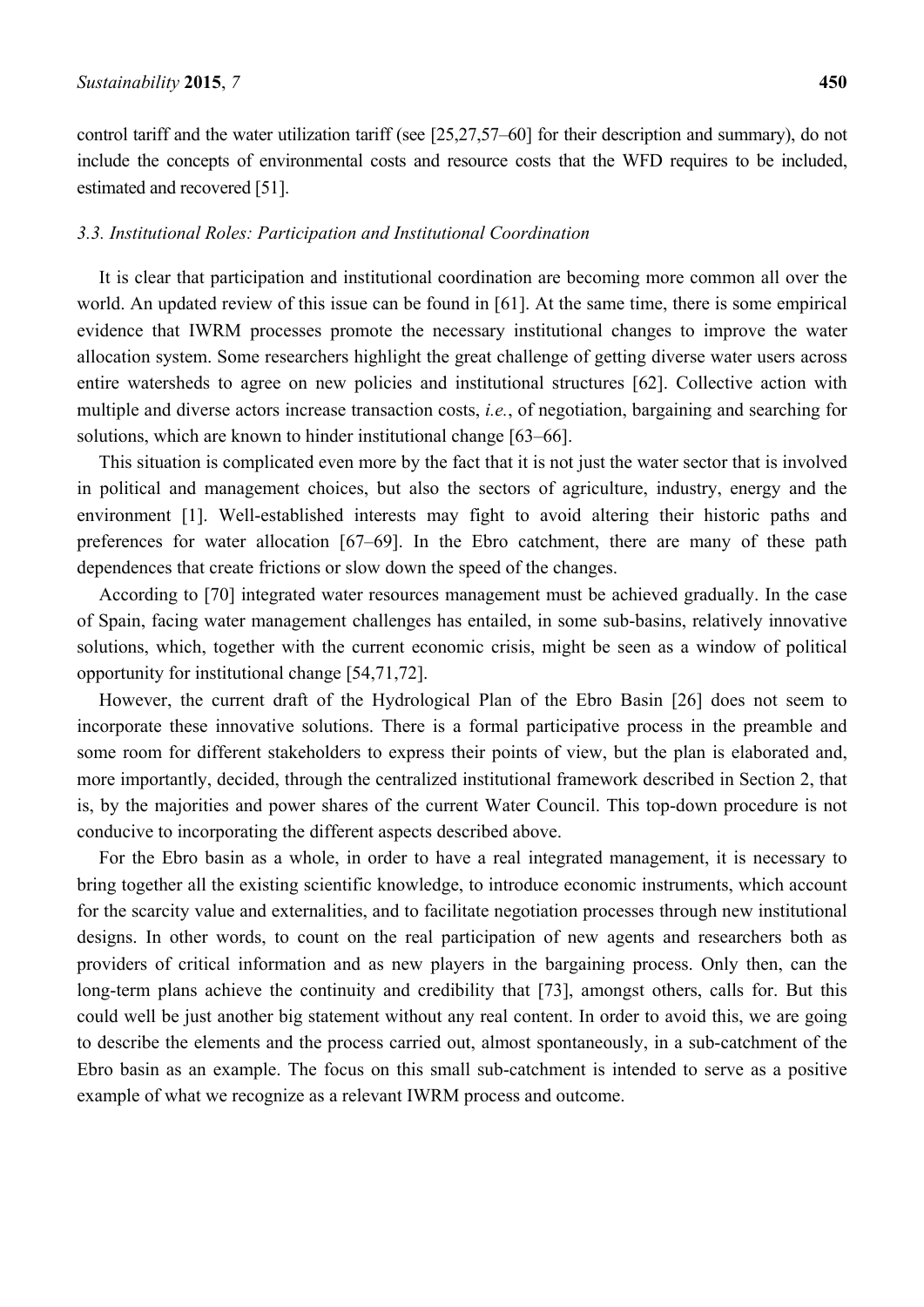control tariff and the water utilization tariff (see [25,27,57–60] for their description and summary), do not include the concepts of environmental costs and resource costs that the WFD requires to be included, estimated and recovered [51].

### *3.3. Institutional Roles: Participation and Institutional Coordination*

It is clear that participation and institutional coordination are becoming more common all over the world. An updated review of this issue can be found in [61]. At the same time, there is some empirical evidence that IWRM processes promote the necessary institutional changes to improve the water allocation system. Some researchers highlight the great challenge of getting diverse water users across entire watersheds to agree on new policies and institutional structures [62]. Collective action with multiple and diverse actors increase transaction costs, *i.e.*, of negotiation, bargaining and searching for solutions, which are known to hinder institutional change [63–66].

This situation is complicated even more by the fact that it is not just the water sector that is involved in political and management choices, but also the sectors of agriculture, industry, energy and the environment [1]. Well-established interests may fight to avoid altering their historic paths and preferences for water allocation [67–69]. In the Ebro catchment, there are many of these path dependences that create frictions or slow down the speed of the changes.

According to [70] integrated water resources management must be achieved gradually. In the case of Spain, facing water management challenges has entailed, in some sub-basins, relatively innovative solutions, which, together with the current economic crisis, might be seen as a window of political opportunity for institutional change [54,71,72].

However, the current draft of the Hydrological Plan of the Ebro Basin [26] does not seem to incorporate these innovative solutions. There is a formal participative process in the preamble and some room for different stakeholders to express their points of view, but the plan is elaborated and, more importantly, decided, through the centralized institutional framework described in Section 2, that is, by the majorities and power shares of the current Water Council. This top-down procedure is not conducive to incorporating the different aspects described above.

For the Ebro basin as a whole, in order to have a real integrated management, it is necessary to bring together all the existing scientific knowledge, to introduce economic instruments, which account for the scarcity value and externalities, and to facilitate negotiation processes through new institutional designs. In other words, to count on the real participation of new agents and researchers both as providers of critical information and as new players in the bargaining process. Only then, can the long-term plans achieve the continuity and credibility that [73], amongst others, calls for. But this could well be just another big statement without any real content. In order to avoid this, we are going to describe the elements and the process carried out, almost spontaneously, in a sub-catchment of the Ebro basin as an example. The focus on this small sub-catchment is intended to serve as a positive example of what we recognize as a relevant IWRM process and outcome.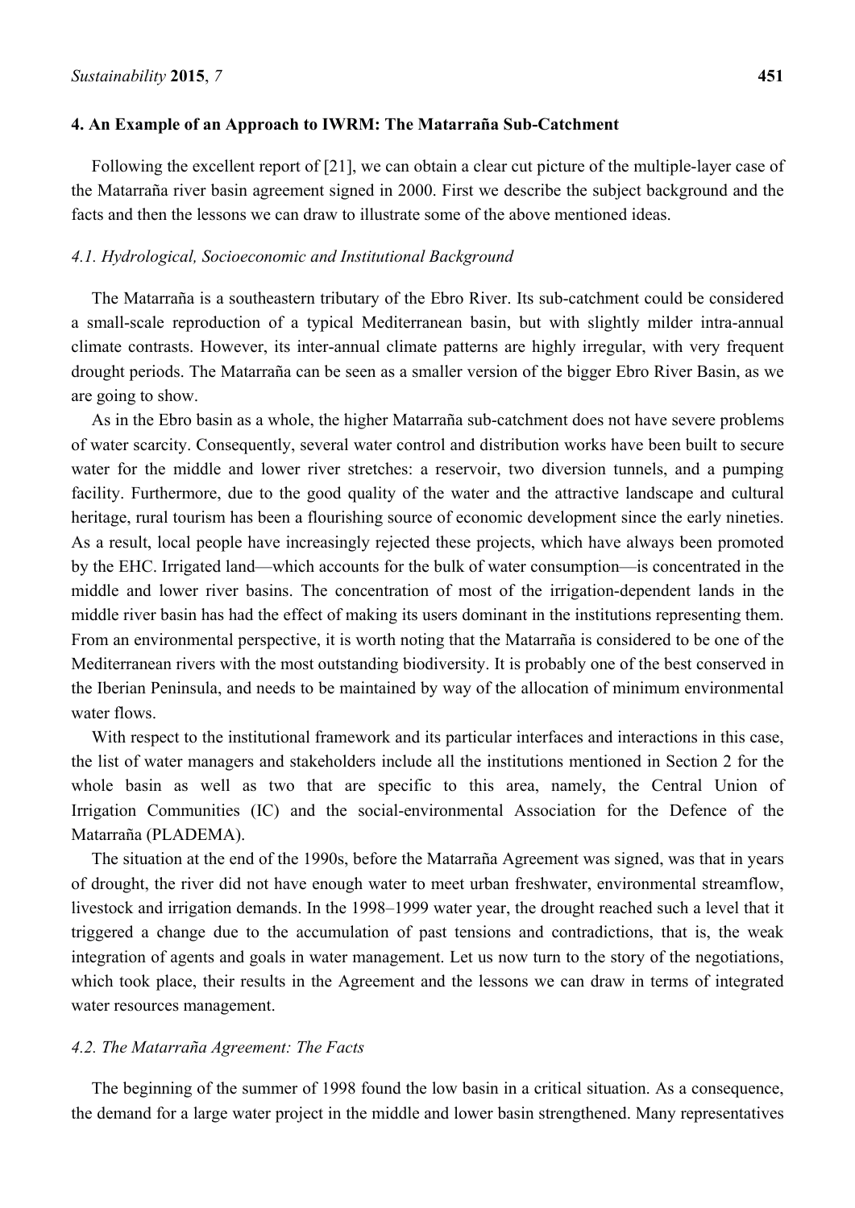## 4. An Example of an Approach to IWRM: The Matarraña Sub-Catchment

Following the excellent report of [21], we can obtain a clear cut picture of the multiple-layer case of the Matarraña river basin agreement signed in 2000. First we describe the subject background and the facts and then the lessons we can draw to illustrate some of the above mentioned ideas.

### *4.1. Hydrological, Socioeconomic and Institutional Background*

The Matarraña is a southeastern tributary of the Ebro River. Its sub-catchment could be considered a small-scale reproduction of a typical Mediterranean basin, but with slightly milder intra-annual climate contrasts. However, its inter-annual climate patterns are highly irregular, with very frequent drought periods. The Matarraña can be seen as a smaller version of the bigger Ebro River Basin, as we are going to show.

As in the Ebro basin as a whole, the higher Matarraña sub-catchment does not have severe problems of water scarcity. Consequently, several water control and distribution works have been built to secure water for the middle and lower river stretches: a reservoir, two diversion tunnels, and a pumping facility. Furthermore, due to the good quality of the water and the attractive landscape and cultural heritage, rural tourism has been a flourishing source of economic development since the early nineties. As a result, local people have increasingly rejected these projects, which have always been promoted by the EHC. Irrigated land—which accounts for the bulk of water consumption—is concentrated in the middle and lower river basins. The concentration of most of the irrigation-dependent lands in the middle river basin has had the effect of making its users dominant in the institutions representing them. From an environmental perspective, it is worth noting that the Matarraña is considered to be one of the Mediterranean rivers with the most outstanding biodiversity. It is probably one of the best conserved in the Iberian Peninsula, and needs to be maintained by way of the allocation of minimum environmental water flows.

With respect to the institutional framework and its particular interfaces and interactions in this case, the list of water managers and stakeholders include all the institutions mentioned in Section 2 for the whole basin as well as two that are specific to this area, namely, the Central Union of Irrigation Communities (IC) and the social-environmental Association for the Defence of the Matarraña (PLADEMA).

The situation at the end of the 1990s, before the Matarraña Agreement was signed, was that in years of drought, the river did not have enough water to meet urban freshwater, environmental streamflow, livestock and irrigation demands. In the 1998–1999 water year, the drought reached such a level that it triggered a change due to the accumulation of past tensions and contradictions, that is, the weak integration of agents and goals in water management. Let us now turn to the story of the negotiations, which took place, their results in the Agreement and the lessons we can draw in terms of integrated water resources management.

### *4.2. The Matarraña Agreement: The Facts*

The beginning of the summer of 1998 found the low basin in a critical situation. As a consequence, the demand for a large water project in the middle and lower basin strengthened. Many representatives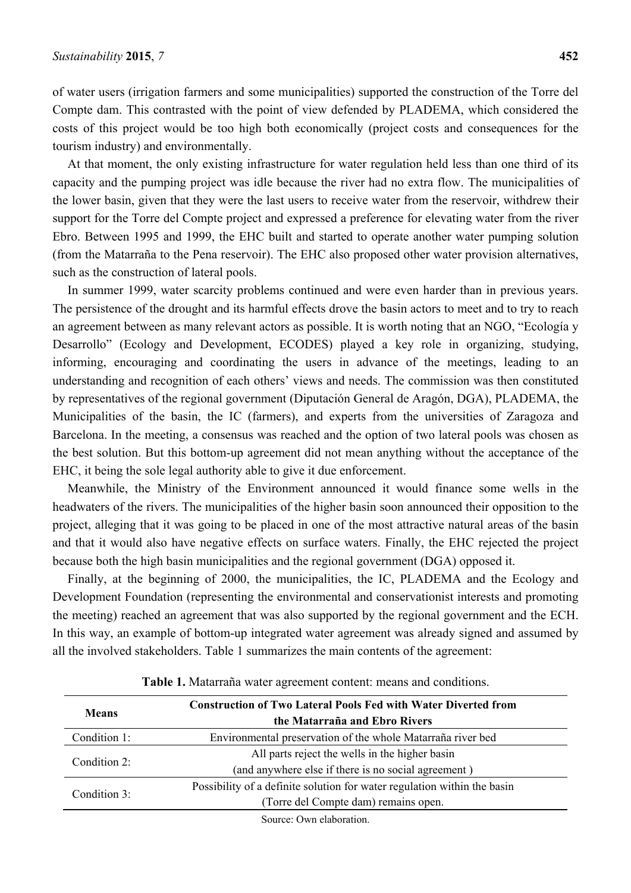of water users (irrigation farmers and some municipalities) supported the construction of the Torre del Compte dam. This contrasted with the point of view defended by PLADEMA, which considered the costs of this project would be too high both economically (project costs and consequences for the tourism industry) and environmentally.

At that moment, the only existing infrastructure for water regulation held less than one third of its capacity and the pumping project was idle because the river had no extra flow. The municipalities of the lower basin, given that they were the last users to receive water from the reservoir, withdrew their support for the Torre del Compte project and expressed a preference for elevating water from the river Ebro. Between 1995 and 1999, the EHC built and started to operate another water pumping solution (from the Matarraña to the Pena reservoir). The EHC also proposed other water provision alternatives, such as the construction of lateral pools.

In summer 1999, water scarcity problems continued and were even harder than in previous years. The persistence of the drought and its harmful effects drove the basin actors to meet and to try to reach an agreement between as many relevant actors as possible. It is worth noting that an NGO, "Ecología y Desarrollo" (Ecology and Development, ECODES) played a key role in organizing, studying, informing, encouraging and coordinating the users in advance of the meetings, leading to an understanding and recognition of each others' views and needs. The commission was then constituted by representatives of the regional government (Diputación General de Aragón, DGA), PLADEMA, the Municipalities of the basin, the IC (farmers), and experts from the universities of Zaragoza and Barcelona. In the meeting, a consensus was reached and the option of two lateral pools was chosen as the best solution. But this bottom-up agreement did not mean anything without the acceptance of the EHC, it being the sole legal authority able to give it due enforcement.

Meanwhile, the Ministry of the Environment announced it would finance some wells in the headwaters of the rivers. The municipalities of the higher basin soon announced their opposition to the project, alleging that it was going to be placed in one of the most attractive natural areas of the basin and that it would also have negative effects on surface waters. Finally, the EHC rejected the project because both the high basin municipalities and the regional government (DGA) opposed it.

Finally, at the beginning of 2000, the municipalities, the IC, PLADEMA and the Ecology and Development Foundation (representing the environmental and conservationist interests and promoting the meeting) reached an agreement that was also supported by the regional government and the ECH. In this way, an example of bottom-up integrated water agreement was already signed and assumed by all the involved stakeholders. Table 1 summarizes the main contents of the agreement:

**Table 1.** Matarraña water agreement content: means and conditions.

| Means | Construction of Two Lateral Pools Fed with Water Diverted from the Matarraña and Ebro Rivers |
|---|---|
| Condition 1: | Environmental preservation of the whole Matarraña river bed |
| Condition 2: | All parts reject the wells in the higher basin (and anywhere else if there is no social agreement ) |
| Condition 3: | Possibility of a definite solution for water regulation within the basin (Torre del Compte dam) remains open. |

Source: Own elaboration.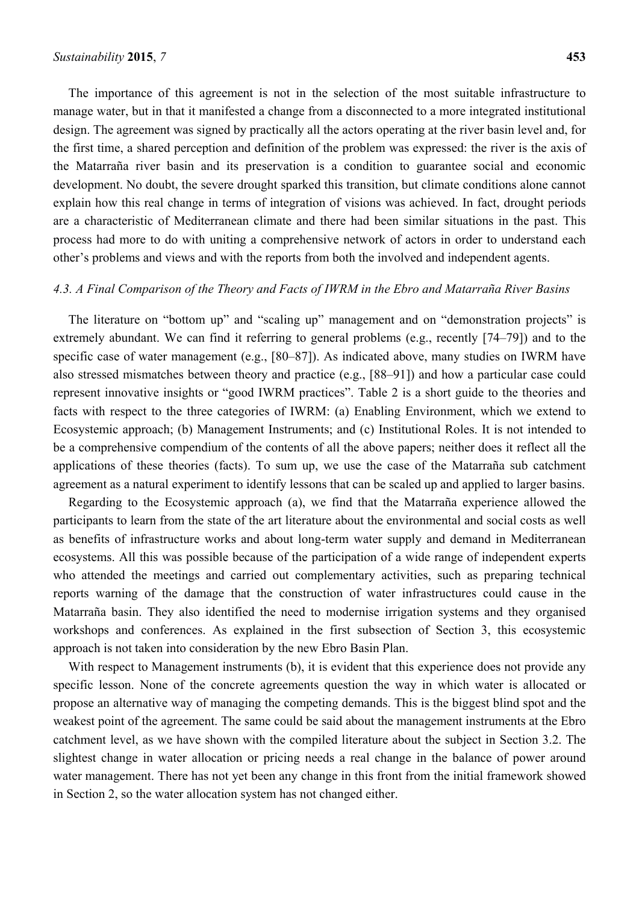The importance of this agreement is not in the selection of the most suitable infrastructure to manage water, but in that it manifested a change from a disconnected to a more integrated institutional design. The agreement was signed by practically all the actors operating at the river basin level and, for the first time, a shared perception and definition of the problem was expressed: the river is the axis of the Matarraña river basin and its preservation is a condition to guarantee social and economic development. No doubt, the severe drought sparked this transition, but climate conditions alone cannot explain how this real change in terms of integration of visions was achieved. In fact, drought periods are a characteristic of Mediterranean climate and there had been similar situations in the past. This process had more to do with uniting a comprehensive network of actors in order to understand each other's problems and views and with the reports from both the involved and independent agents.

### *4.3. A Final Comparison of the Theory and Facts of IWRM in the Ebro and Matarraña River Basins*

The literature on "bottom up" and "scaling up" management and on "demonstration projects" is extremely abundant. We can find it referring to general problems (e.g., recently [74–79]) and to the specific case of water management (e.g., [80–87]). As indicated above, many studies on IWRM have also stressed mismatches between theory and practice (e.g., [88–91]) and how a particular case could represent innovative insights or "good IWRM practices". Table 2 is a short guide to the theories and facts with respect to the three categories of IWRM: (a) Enabling Environment, which we extend to Ecosystemic approach; (b) Management Instruments; and (c) Institutional Roles. It is not intended to be a comprehensive compendium of the contents of all the above papers; neither does it reflect all the applications of these theories (facts). To sum up, we use the case of the Matarraña sub catchment agreement as a natural experiment to identify lessons that can be scaled up and applied to larger basins.

Regarding to the Ecosystemic approach (a), we find that the Matarraña experience allowed the participants to learn from the state of the art literature about the environmental and social costs as well as benefits of infrastructure works and about long-term water supply and demand in Mediterranean ecosystems. All this was possible because of the participation of a wide range of independent experts who attended the meetings and carried out complementary activities, such as preparing technical reports warning of the damage that the construction of water infrastructures could cause in the Matarraña basin. They also identified the need to modernise irrigation systems and they organised workshops and conferences. As explained in the first subsection of Section 3, this ecosystemic approach is not taken into consideration by the new Ebro Basin Plan.

With respect to Management instruments (b), it is evident that this experience does not provide any specific lesson. None of the concrete agreements question the way in which water is allocated or propose an alternative way of managing the competing demands. This is the biggest blind spot and the weakest point of the agreement. The same could be said about the management instruments at the Ebro catchment level, as we have shown with the compiled literature about the subject in Section 3.2. The slightest change in water allocation or pricing needs a real change in the balance of power around water management. There has not yet been any change in this front from the initial framework showed in Section 2, so the water allocation system has not changed either.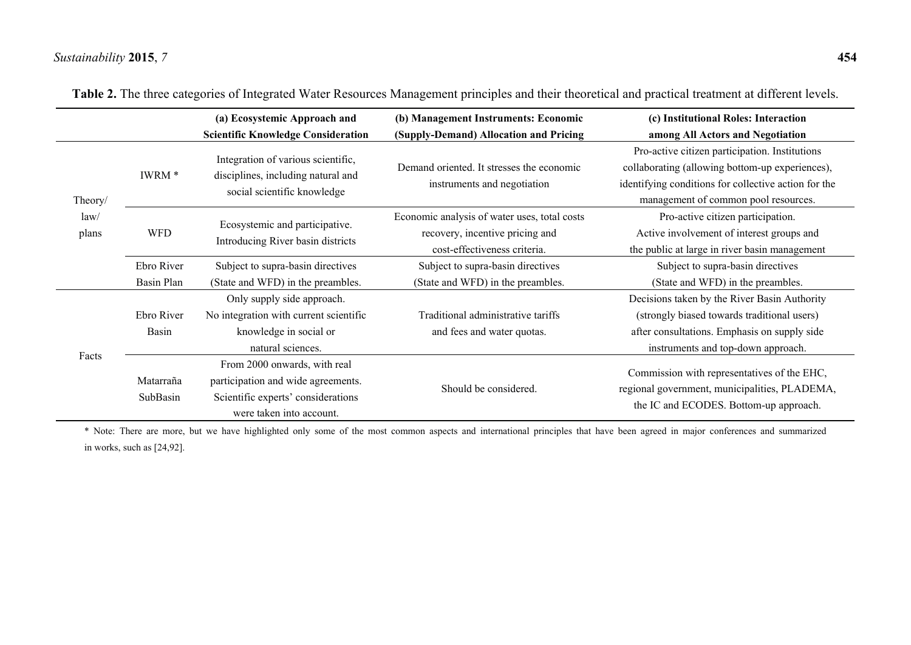**Table 2.** The three categories of Integrated Water Resources Management principles and their theoretical and practical treatment at different levels.

| | | (a) Ecosystemic Approach and Scientific Knowledge Consideration | (b) Management Instruments: Economic (Supply-Demand) Allocation and Pricing | (c) Institutional Roles: Interaction among All Actors and Negotiation |
|---|---|---|---|---|
| Theory/ law/ plans | IWRM * | Integration of various scientific, disciplines, including natural and social scientific knowledge | Demand oriented. It stresses the economic instruments and negotiation | Pro-active citizen participation. Institutions collaborating (allowing bottom-up experiences), identifying conditions for collective action for the management of common pool resources. |
| | WFD | Ecosystemic and participative. Introducing River basin districts | Economic analysis of water uses, total costs recovery, incentive pricing and cost-effectiveness criteria. | Pro-active citizen participation. Active involvement of interest groups and the public at large in river basin management |
| | Ebro River Basin Plan | Subject to supra-basin directives (State and WFD) in the preambles. | Subject to supra-basin directives (State and WFD) in the preambles. | Subject to supra-basin directives (State and WFD) in the preambles. |
| Facts | Ebro River Basin | Only supply side approach. No integration with current scientific knowledge in social or natural sciences. | Traditional administrative tariffs and fees and water quotas. | Decisions taken by the River Basin Authority (strongly biased towards traditional users) after consultations. Emphasis on supply side instruments and top-down approach. |
| | Matarraña SubBasin | From 2000 onwards, with real participation and wide agreements. Scientific experts' considerations were taken into account. | Should be considered. | Commission with representatives of the EHC, regional government, municipalities, PLADEMA, the IC and ECODES. Bottom-up approach. |

* Note: There are more, but we have highlighted only some of the most common aspects and international principles that have been agreed in major conferences and summarized in works, such as [24,92].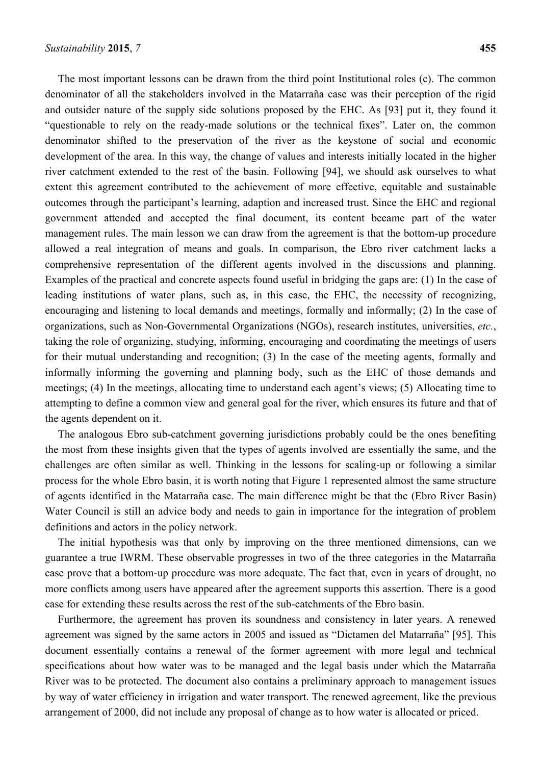The most important lessons can be drawn from the third point Institutional roles (c). The common denominator of all the stakeholders involved in the Matarraña case was their perception of the rigid and outsider nature of the supply side solutions proposed by the EHC. As [93] put it, they found it "questionable to rely on the ready-made solutions or the technical fixes". Later on, the common denominator shifted to the preservation of the river as the keystone of social and economic development of the area. In this way, the change of values and interests initially located in the higher river catchment extended to the rest of the basin. Following [94], we should ask ourselves to what extent this agreement contributed to the achievement of more effective, equitable and sustainable outcomes through the participant's learning, adaption and increased trust. Since the EHC and regional government attended and accepted the final document, its content became part of the water management rules. The main lesson we can draw from the agreement is that the bottom-up procedure allowed a real integration of means and goals. In comparison, the Ebro river catchment lacks a comprehensive representation of the different agents involved in the discussions and planning. Examples of the practical and concrete aspects found useful in bridging the gaps are: (1) In the case of leading institutions of water plans, such as, in this case, the EHC, the necessity of recognizing, encouraging and listening to local demands and meetings, formally and informally; (2) In the case of organizations, such as Non-Governmental Organizations (NGOs), research institutes, universities, *etc.*, taking the role of organizing, studying, informing, encouraging and coordinating the meetings of users for their mutual understanding and recognition; (3) In the case of the meeting agents, formally and informally informing the governing and planning body, such as the EHC of those demands and meetings; (4) In the meetings, allocating time to understand each agent's views; (5) Allocating time to attempting to define a common view and general goal for the river, which ensures its future and that of the agents dependent on it.

The analogous Ebro sub-catchment governing jurisdictions probably could be the ones benefiting the most from these insights given that the types of agents involved are essentially the same, and the challenges are often similar as well. Thinking in the lessons for scaling-up or following a similar process for the whole Ebro basin, it is worth noting that Figure 1 represented almost the same structure of agents identified in the Matarraña case. The main difference might be that the (Ebro River Basin) Water Council is still an advice body and needs to gain in importance for the integration of problem definitions and actors in the policy network.

The initial hypothesis was that only by improving on the three mentioned dimensions, can we guarantee a true IWRM. These observable progresses in two of the three categories in the Matarraña case prove that a bottom-up procedure was more adequate. The fact that, even in years of drought, no more conflicts among users have appeared after the agreement supports this assertion. There is a good case for extending these results across the rest of the sub-catchments of the Ebro basin.

Furthermore, the agreement has proven its soundness and consistency in later years. A renewed agreement was signed by the same actors in 2005 and issued as "Dictamen del Matarraña" [95]. This document essentially contains a renewal of the former agreement with more legal and technical specifications about how water was to be managed and the legal basis under which the Matarraña River was to be protected. The document also contains a preliminary approach to management issues by way of water efficiency in irrigation and water transport. The renewed agreement, like the previous arrangement of 2000, did not include any proposal of change as to how water is allocated or priced.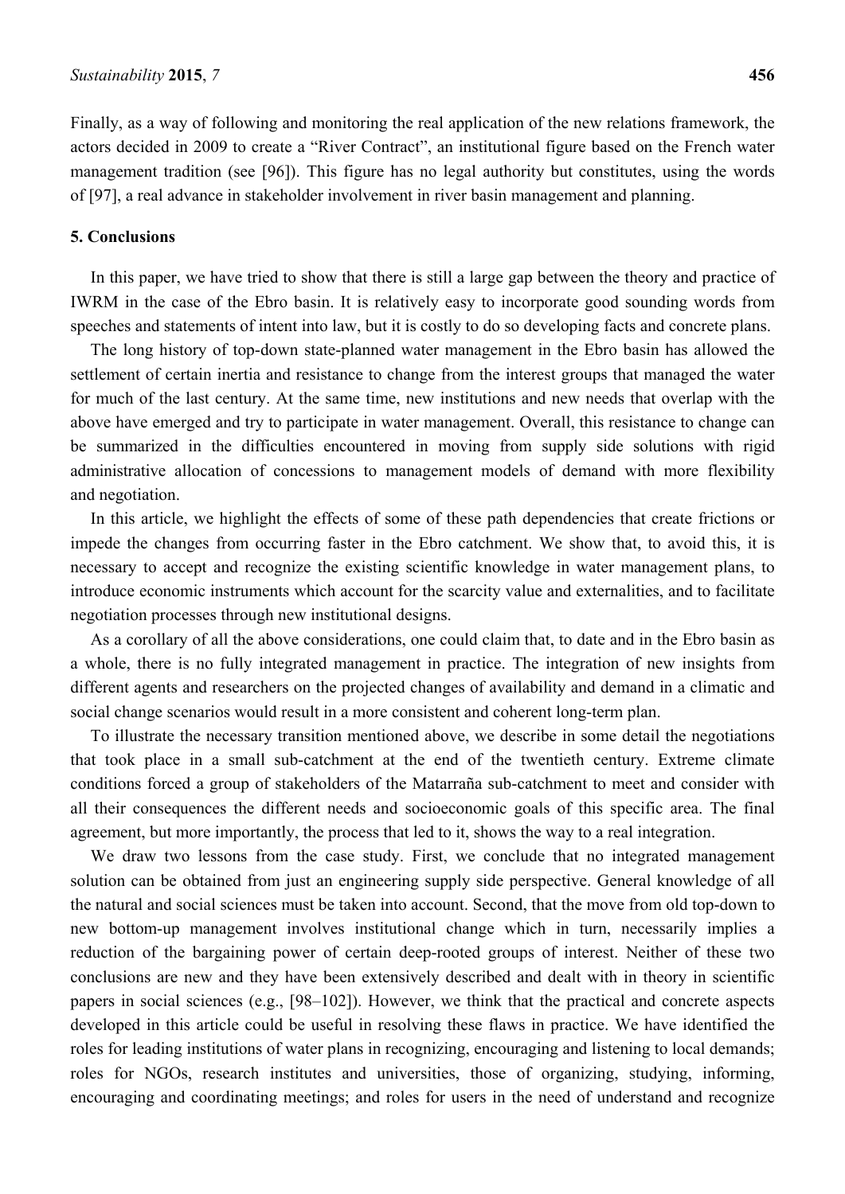Finally, as a way of following and monitoring the real application of the new relations framework, the actors decided in 2009 to create a "River Contract", an institutional figure based on the French water management tradition (see [96]). This figure has no legal authority but constitutes, using the words of [97], a real advance in stakeholder involvement in river basin management and planning.

## 5. Conclusions

In this paper, we have tried to show that there is still a large gap between the theory and practice of IWRM in the case of the Ebro basin. It is relatively easy to incorporate good sounding words from speeches and statements of intent into law, but it is costly to do so developing facts and concrete plans.

The long history of top-down state-planned water management in the Ebro basin has allowed the settlement of certain inertia and resistance to change from the interest groups that managed the water for much of the last century. At the same time, new institutions and new needs that overlap with the above have emerged and try to participate in water management. Overall, this resistance to change can be summarized in the difficulties encountered in moving from supply side solutions with rigid administrative allocation of concessions to management models of demand with more flexibility and negotiation.

In this article, we highlight the effects of some of these path dependencies that create frictions or impede the changes from occurring faster in the Ebro catchment. We show that, to avoid this, it is necessary to accept and recognize the existing scientific knowledge in water management plans, to introduce economic instruments which account for the scarcity value and externalities, and to facilitate negotiation processes through new institutional designs.

As a corollary of all the above considerations, one could claim that, to date and in the Ebro basin as a whole, there is no fully integrated management in practice. The integration of new insights from different agents and researchers on the projected changes of availability and demand in a climatic and social change scenarios would result in a more consistent and coherent long-term plan.

To illustrate the necessary transition mentioned above, we describe in some detail the negotiations that took place in a small sub-catchment at the end of the twentieth century. Extreme climate conditions forced a group of stakeholders of the Matarraña sub-catchment to meet and consider with all their consequences the different needs and socioeconomic goals of this specific area. The final agreement, but more importantly, the process that led to it, shows the way to a real integration.

We draw two lessons from the case study. First, we conclude that no integrated management solution can be obtained from just an engineering supply side perspective. General knowledge of all the natural and social sciences must be taken into account. Second, that the move from old top-down to new bottom-up management involves institutional change which in turn, necessarily implies a reduction of the bargaining power of certain deep-rooted groups of interest. Neither of these two conclusions are new and they have been extensively described and dealt with in theory in scientific papers in social sciences (e.g., [98–102]). However, we think that the practical and concrete aspects developed in this article could be useful in resolving these flaws in practice. We have identified the roles for leading institutions of water plans in recognizing, encouraging and listening to local demands; roles for NGOs, research institutes and universities, those of organizing, studying, informing, encouraging and coordinating meetings; and roles for users in the need of understand and recognize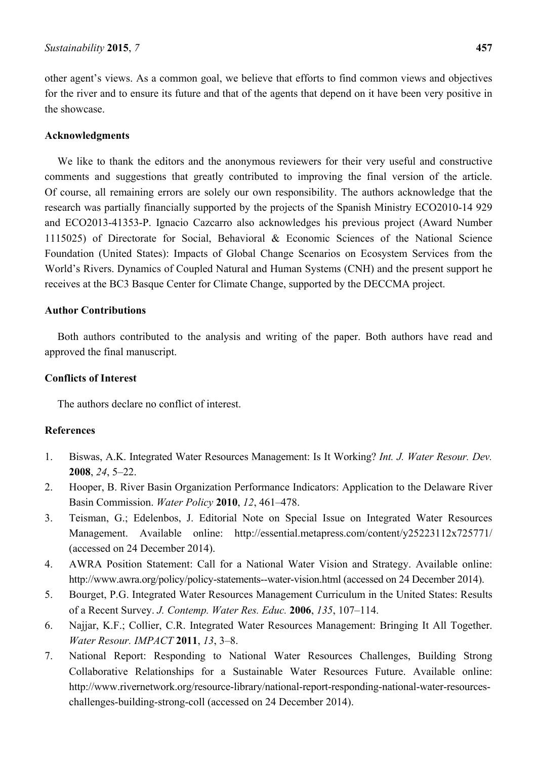other agent's views. As a common goal, we believe that efforts to find common views and objectives for the river and to ensure its future and that of the agents that depend on it have been very positive in the showcase.

## Acknowledgments

We like to thank the editors and the anonymous reviewers for their very useful and constructive comments and suggestions that greatly contributed to improving the final version of the article. Of course, all remaining errors are solely our own responsibility. The authors acknowledge that the research was partially financially supported by the projects of the Spanish Ministry ECO2010-14 929 and ECO2013-41353-P. Ignacio Cazcarro also acknowledges his previous project (Award Number 1115025) of Directorate for Social, Behavioral & Economic Sciences of the National Science Foundation (United States): Impacts of Global Change Scenarios on Ecosystem Services from the World's Rivers. Dynamics of Coupled Natural and Human Systems (CNH) and the present support he receives at the BC3 Basque Center for Climate Change, supported by the DECCMA project.

## Author Contributions

Both authors contributed to the analysis and writing of the paper. Both authors have read and approved the final manuscript.

## Conflicts of Interest

The authors declare no conflict of interest.

## References

1. Biswas, A.K. Integrated Water Resources Management: Is It Working? *Int. J. Water Resour. Dev.* **2008**, *24*, 5–22.
2. Hooper, B. River Basin Organization Performance Indicators: Application to the Delaware River Basin Commission. *Water Policy* **2010**, *12*, 461–478.
3. Teisman, G.; Edelenbos, J. Editorial Note on Special Issue on Integrated Water Resources Management. Available online: http://essential.metapress.com/content/y25223112x725771/ (accessed on 24 December 2014).
4. AWRA Position Statement: Call for a National Water Vision and Strategy. Available online: http://www.awra.org/policy/policy-statements--water-vision.html (accessed on 24 December 2014).
5. Bourget, P.G. Integrated Water Resources Management Curriculum in the United States: Results of a Recent Survey. *J. Contemp. Water Res. Educ.* **2006**, *135*, 107–114.
6. Najjar, K.F.; Collier, C.R. Integrated Water Resources Management: Bringing It All Together. *Water Resour. IMPACT* **2011**, *13*, 3–8.
7. National Report: Responding to National Water Resources Challenges, Building Strong Collaborative Relationships for a Sustainable Water Resources Future. Available online: http://www.rivernetwork.org/resource-library/national-report-responding-national-water-resources-challenges-building-strong-coll (accessed on 24 December 2014).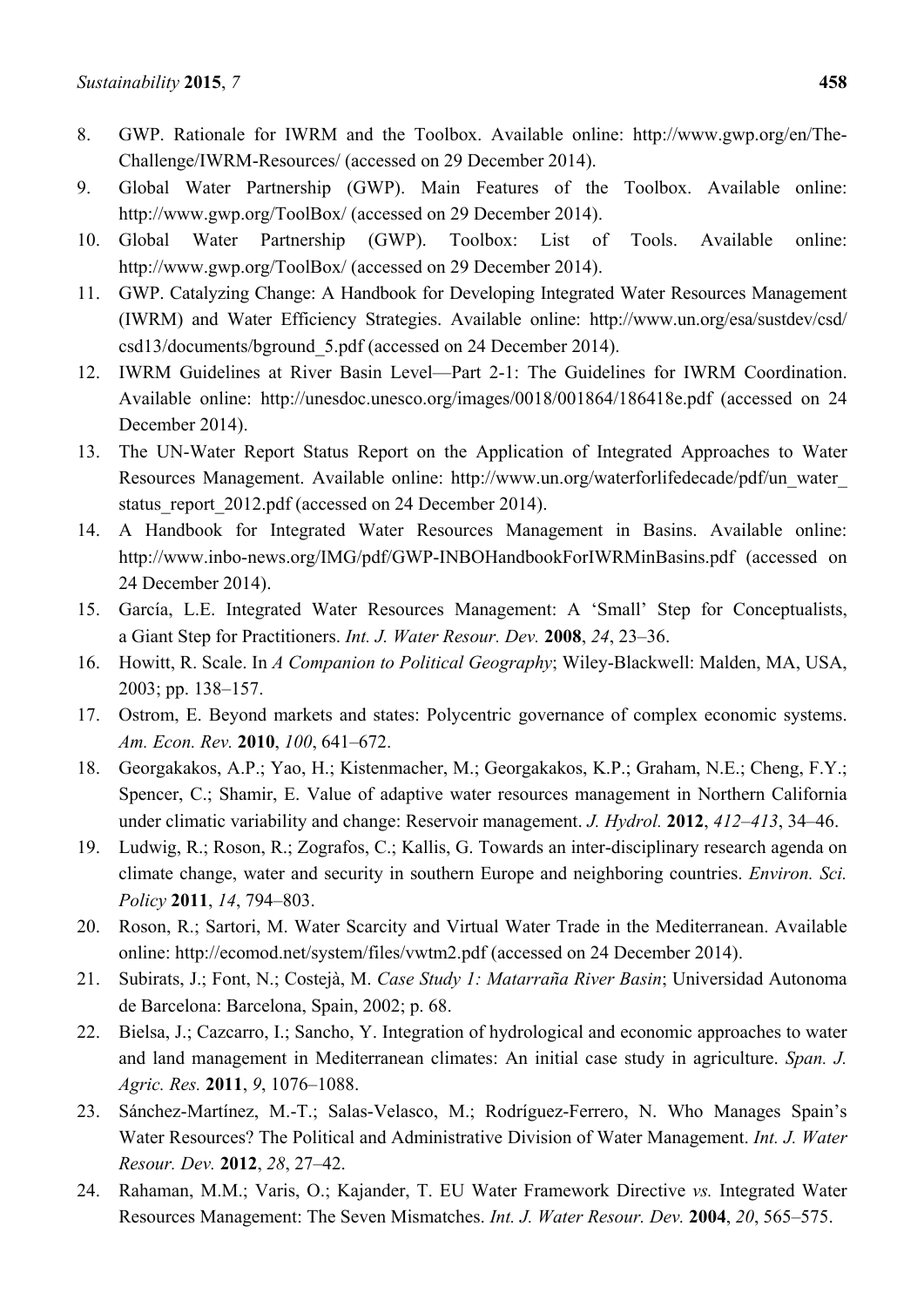8. GWP. Rationale for IWRM and the Toolbox. Available online: http://www.gwp.org/en/The-Challenge/IWRM-Resources/ (accessed on 29 December 2014).
9. Global Water Partnership (GWP). Main Features of the Toolbox. Available online: http://www.gwp.org/ToolBox/ (accessed on 29 December 2014).
10. Global Water Partnership (GWP). Toolbox: List of Tools. Available online: http://www.gwp.org/ToolBox/ (accessed on 29 December 2014).
11. GWP. Catalyzing Change: A Handbook for Developing Integrated Water Resources Management (IWRM) and Water Efficiency Strategies. Available online: http://www.un.org/esa/sustdev/csd/csd13/documents/bground_5.pdf (accessed on 24 December 2014).
12. IWRM Guidelines at River Basin Level—Part 2-1: The Guidelines for IWRM Coordination. Available online: http://unesdoc.unesco.org/images/0018/001864/186418e.pdf (accessed on 24 December 2014).
13. The UN-Water Report Status Report on the Application of Integrated Approaches to Water Resources Management. Available online: http://www.un.org/waterforlifedecade/pdf/un_water_status_report_2012.pdf (accessed on 24 December 2014).
14. A Handbook for Integrated Water Resources Management in Basins. Available online: http://www.inbo-news.org/IMG/pdf/GWP-INBOHandbookForIWRMinBasins.pdf (accessed on 24 December 2014).
15. García, L.E. Integrated Water Resources Management: A 'Small' Step for Conceptualists, a Giant Step for Practitioners. *Int. J. Water Resour. Dev.* **2008**, *24*, 23–36.
16. Howitt, R. Scale. In *A Companion to Political Geography*; Wiley-Blackwell: Malden, MA, USA, 2003; pp. 138–157.
17. Ostrom, E. Beyond markets and states: Polycentric governance of complex economic systems. *Am. Econ. Rev.* **2010**, *100*, 641–672.
18. Georgakakos, A.P.; Yao, H.; Kistenmacher, M.; Georgakakos, K.P.; Graham, N.E.; Cheng, F.Y.; Spencer, C.; Shamir, E. Value of adaptive water resources management in Northern California under climatic variability and change: Reservoir management. *J. Hydrol.* **2012**, *412–413*, 34–46.
19. Ludwig, R.; Roson, R.; Zografos, C.; Kallis, G. Towards an inter-disciplinary research agenda on climate change, water and security in southern Europe and neighboring countries. *Environ. Sci. Policy* **2011**, *14*, 794–803.
20. Roson, R.; Sartori, M. Water Scarcity and Virtual Water Trade in the Mediterranean. Available online: http://ecomod.net/system/files/vwtm2.pdf (accessed on 24 December 2014).
21. Subirats, J.; Font, N.; Costejà, M. *Case Study 1: Matarraña River Basin*; Universidad Autonoma de Barcelona: Barcelona, Spain, 2002; p. 68.
22. Bielsa, J.; Cazcarro, I.; Sancho, Y. Integration of hydrological and economic approaches to water and land management in Mediterranean climates: An initial case study in agriculture. *Span. J. Agric. Res.* **2011**, *9*, 1076–1088.
23. Sánchez-Martínez, M.-T.; Salas-Velasco, M.; Rodríguez-Ferrero, N. Who Manages Spain's Water Resources? The Political and Administrative Division of Water Management. *Int. J. Water Resour. Dev.* **2012**, *28*, 27–42.
24. Rahaman, M.M.; Varis, O.; Kajander, T. EU Water Framework Directive *vs.* Integrated Water Resources Management: The Seven Mismatches. *Int. J. Water Resour. Dev.* **2004**, *20*, 565–575.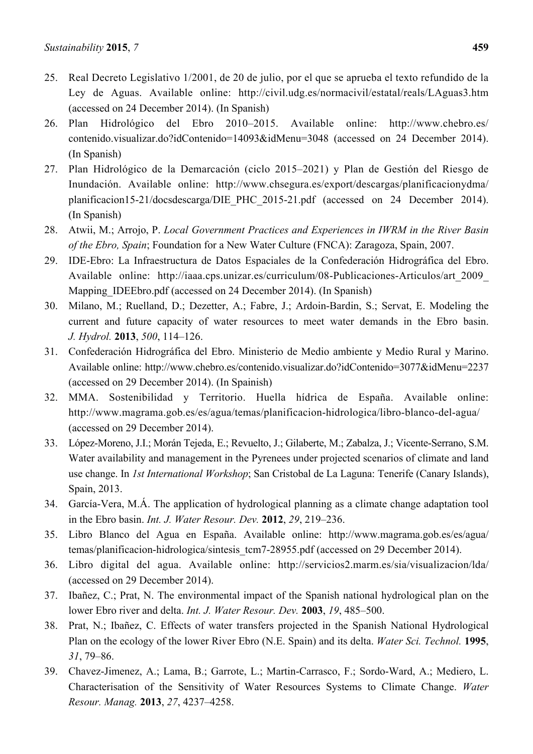25. Real Decreto Legislativo 1/2001, de 20 de julio, por el que se aprueba el texto refundido de la Ley de Aguas. Available online: http://civil.udg.es/normacivil/estatal/reals/LAguas3.htm (accessed on 24 December 2014). (In Spanish)
26. Plan Hidrológico del Ebro 2010–2015. Available online: http://www.chebro.es/contenido.visualizar.do?idContenido=14093&idMenu=3048 (accessed on 24 December 2014). (In Spanish)
27. Plan Hidrológico de la Demarcación (ciclo 2015–2021) y Plan de Gestión del Riesgo de Inundación. Available online: http://www.chsegura.es/export/descargas/planificacionydma/planificacion15-21/docsdescarga/DIE_PHC_2015-21.pdf (accessed on 24 December 2014). (In Spanish)
28. Atwii, M.; Arrojo, P. *Local Government Practices and Experiences in IWRM in the River Basin of the Ebro, Spain*; Foundation for a New Water Culture (FNCA): Zaragoza, Spain, 2007.
29. IDE-Ebro: La Infraestructura de Datos Espaciales de la Confederación Hidrográfica del Ebro. Available online: http://iaaa.cps.unizar.es/curriculum/08-Publicaciones-Articulos/art_2009_Mapping_IDEEbro.pdf (accessed on 24 December 2014). (In Spanish)
30. Milano, M.; Ruelland, D.; Dezetter, A.; Fabre, J.; Ardoin-Bardin, S.; Servat, E. Modeling the current and future capacity of water resources to meet water demands in the Ebro basin. *J. Hydrol.* **2013**, *500*, 114–126.
31. Confederación Hidrográfica del Ebro. Ministerio de Medio ambiente y Medio Rural y Marino. Available online: http://www.chebro.es/contenido.visualizar.do?idContenido=3077&idMenu=2237 (accessed on 29 December 2014). (In Spainish)
32. MMA. Sostenibilidad y Territorio. Huella hídrica de España. Available online: http://www.magrama.gob.es/es/agua/temas/planificacion-hidrologica/libro-blanco-del-agua/ (accessed on 29 December 2014).
33. López-Moreno, J.I.; Morán Tejeda, E.; Revuelto, J.; Gilaberte, M.; Zabalza, J.; Vicente-Serrano, S.M. Water availability and management in the Pyrenees under projected scenarios of climate and land use change. In *1st International Workshop*; San Cristobal de La Laguna: Tenerife (Canary Islands), Spain, 2013.
34. García-Vera, M.Á. The application of hydrological planning as a climate change adaptation tool in the Ebro basin. *Int. J. Water Resour. Dev.* **2012**, *29*, 219–236.
35. Libro Blanco del Agua en España. Available online: http://www.magrama.gob.es/es/agua/temas/planificacion-hidrologica/sintesis_tcm7-28955.pdf (accessed on 29 December 2014).
36. Libro digital del agua. Available online: http://servicios2.marm.es/sia/visualizacion/lda/ (accessed on 29 December 2014).
37. Ibañez, C.; Prat, N. The environmental impact of the Spanish national hydrological plan on the lower Ebro river and delta. *Int. J. Water Resour. Dev.* **2003**, *19*, 485–500.
38. Prat, N.; Ibañez, C. Effects of water transfers projected in the Spanish National Hydrological Plan on the ecology of the lower River Ebro (N.E. Spain) and its delta. *Water Sci. Technol.* **1995**, *31*, 79–86.
39. Chavez-Jimenez, A.; Lama, B.; Garrote, L.; Martin-Carrasco, F.; Sordo-Ward, A.; Mediero, L. Characterisation of the Sensitivity of Water Resources Systems to Climate Change. *Water Resour. Manag.* **2013**, *27*, 4237–4258.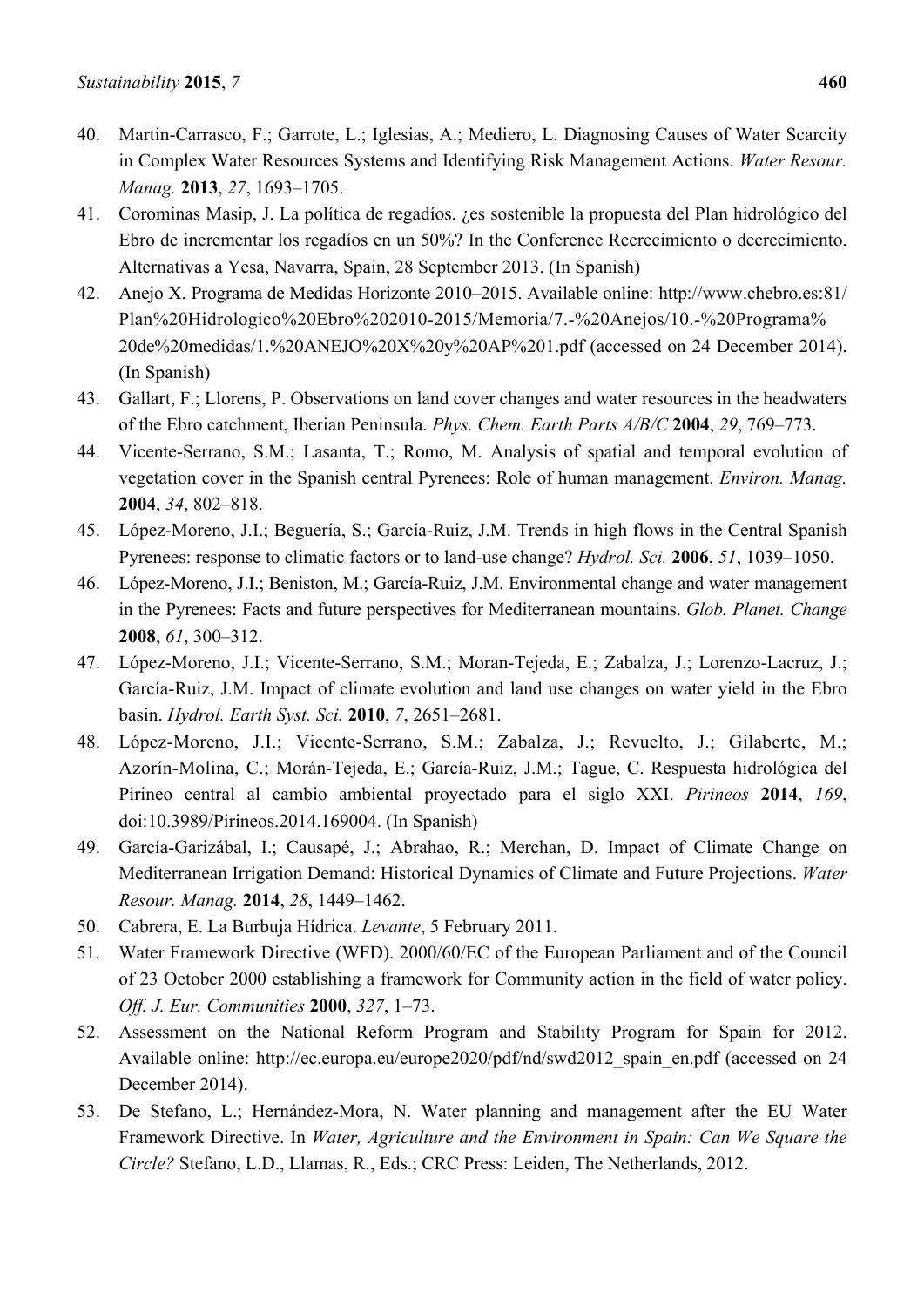40. Martin-Carrasco, F.; Garrote, L.; Iglesias, A.; Mediero, L. Diagnosing Causes of Water Scarcity in Complex Water Resources Systems and Identifying Risk Management Actions. *Water Resour. Manag.* **2013**, *27*, 1693–1705.
41. Corominas Masip, J. La política de regadíos. ¿es sostenible la propuesta del Plan hidrológico del Ebro de incrementar los regadíos en un 50%? In the Conference Recrecimiento o decrecimiento. Alternativas a Yesa, Navarra, Spain, 28 September 2013. (In Spanish)
42. Anejo X. Programa de Medidas Horizonte 2010–2015. Available online: http://www.chebro.es:81/Plan%20Hidrologico%20Ebro%202010-2015/Memoria/7.-%20Anejos/10.-%20Programa%20de%20medidas/1.%20ANEJO%20X%20y%20AP%201.pdf (accessed on 24 December 2014). (In Spanish)
43. Gallart, F.; Llorens, P. Observations on land cover changes and water resources in the headwaters of the Ebro catchment, Iberian Peninsula. *Phys. Chem. Earth Parts A/B/C* **2004**, *29*, 769–773.
44. Vicente-Serrano, S.M.; Lasanta, T.; Romo, M. Analysis of spatial and temporal evolution of vegetation cover in the Spanish central Pyrenees: Role of human management. *Environ. Manag.* **2004**, *34*, 802–818.
45. López-Moreno, J.I.; Beguería, S.; García-Ruiz, J.M. Trends in high flows in the Central Spanish Pyrenees: response to climatic factors or to land-use change? *Hydrol. Sci.* **2006**, *51*, 1039–1050.
46. López-Moreno, J.I.; Beniston, M.; García-Ruiz, J.M. Environmental change and water management in the Pyrenees: Facts and future perspectives for Mediterranean mountains. *Glob. Planet. Change* **2008**, *61*, 300–312.
47. López-Moreno, J.I.; Vicente-Serrano, S.M.; Moran-Tejeda, E.; Zabalza, J.; Lorenzo-Lacruz, J.; García-Ruiz, J.M. Impact of climate evolution and land use changes on water yield in the Ebro basin. *Hydrol. Earth Syst. Sci.* **2010**, *7*, 2651–2681.
48. López-Moreno, J.I.; Vicente-Serrano, S.M.; Zabalza, J.; Revuelto, J.; Gilaberte, M.; Azorín-Molina, C.; Morán-Tejeda, E.; García-Ruiz, J.M.; Tague, C. Respuesta hidrológica del Pirineo central al cambio ambiental proyectado para el siglo XXI. *Pirineos* **2014**, *169*, doi:10.3989/Pirineos.2014.169004. (In Spanish)
49. García-Garizábal, I.; Causapé, J.; Abrahao, R.; Merchan, D. Impact of Climate Change on Mediterranean Irrigation Demand: Historical Dynamics of Climate and Future Projections. *Water Resour. Manag.* **2014**, *28*, 1449–1462.
50. Cabrera, E. La Burbuja Hídrica. *Levante*, 5 February 2011.
51. Water Framework Directive (WFD). 2000/60/EC of the European Parliament and of the Council of 23 October 2000 establishing a framework for Community action in the field of water policy. *Off. J. Eur. Communities* **2000**, *327*, 1–73.
52. Assessment on the National Reform Program and Stability Program for Spain for 2012. Available online: http://ec.europa.eu/europe2020/pdf/nd/swd2012_spain_en.pdf (accessed on 24 December 2014).
53. De Stefano, L.; Hernández-Mora, N. Water planning and management after the EU Water Framework Directive. In *Water, Agriculture and the Environment in Spain: Can We Square the Circle?* Stefano, L.D., Llamas, R., Eds.; CRC Press: Leiden, The Netherlands, 2012.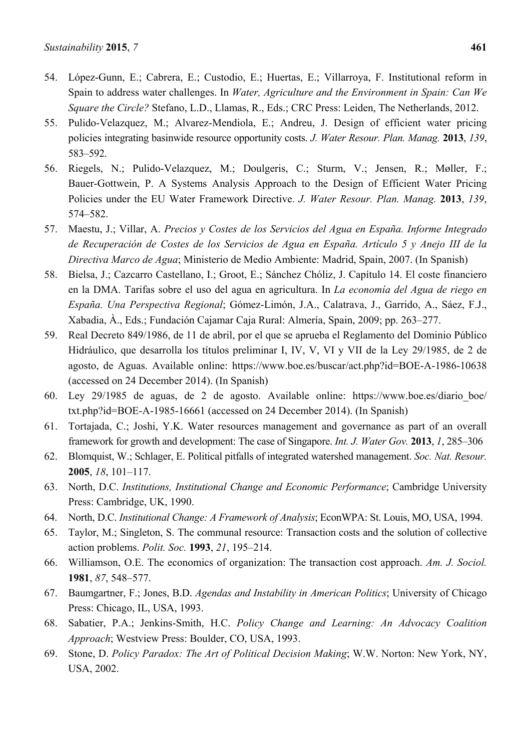54. López-Gunn, E.; Cabrera, E.; Custodio, E.; Huertas, E.; Villarroya, F. Institutional reform in Spain to address water challenges. In *Water, Agriculture and the Environment in Spain: Can We Square the Circle?* Stefano, L.D., Llamas, R., Eds.; CRC Press: Leiden, The Netherlands, 2012.
55. Pulido-Velazquez, M.; Alvarez-Mendiola, E.; Andreu, J. Design of efficient water pricing policies integrating basinwide resource opportunity costs. *J. Water Resour. Plan. Manag.* **2013**, *139*, 583–592.
56. Riegels, N.; Pulido-Velazquez, M.; Doulgeris, C.; Sturm, V.; Jensen, R.; Møller, F.; Bauer-Gottwein, P. A Systems Analysis Approach to the Design of Efficient Water Pricing Policies under the EU Water Framework Directive. *J. Water Resour. Plan. Manag.* **2013**, *139*, 574–582.
57. Maestu, J.; Villar, A. *Precios y Costes de los Servicios del Agua en España. Informe Integrado de Recuperación de Costes de los Servicios de Agua en España. Artículo 5 y Anejo III de la Directiva Marco de Agua*; Ministerio de Medio Ambiente: Madrid, Spain, 2007. (In Spanish)
58. Bielsa, J.; Cazcarro Castellano, I.; Groot, E.; Sánchez Chóliz, J. Capítulo 14. El coste financiero en la DMA. Tarifas sobre el uso del agua en agricultura. In *La economía del Agua de riego en España. Una Perspectiva Regional*; Gómez-Limón, J.A., Calatrava, J., Garrido, A., Sáez, F.J., Xabadia, À., Eds.; Fundación Cajamar Caja Rural: Almería, Spain, 2009; pp. 263–277.
59. Real Decreto 849/1986, de 11 de abril, por el que se aprueba el Reglamento del Dominio Público Hidráulico, que desarrolla los títulos preliminar I, IV, V, VI y VII de la Ley 29/1985, de 2 de agosto, de Aguas. Available online: https://www.boe.es/buscar/act.php?id=BOE-A-1986-10638 (accessed on 24 December 2014). (In Spanish)
60. Ley 29/1985 de aguas, de 2 de agosto. Available online: https://www.boe.es/diario_boe/txt.php?id=BOE-A-1985-16661 (accessed on 24 December 2014). (In Spanish)
61. Tortajada, C.; Joshi, Y.K. Water resources management and governance as part of an overall framework for growth and development: The case of Singapore. *Int. J. Water Gov.* **2013**, *1*, 285–306
62. Blomquist, W.; Schlager, E. Political pitfalls of integrated watershed management. *Soc. Nat. Resour.* **2005**, *18*, 101–117.
63. North, D.C. *Institutions, Institutional Change and Economic Performance*; Cambridge University Press: Cambridge, UK, 1990.
64. North, D.C. *Institutional Change: A Framework of Analysis*; EconWPA: St. Louis, MO, USA, 1994.
65. Taylor, M.; Singleton, S. The communal resource: Transaction costs and the solution of collective action problems. *Polit. Soc.* **1993**, *21*, 195–214.
66. Williamson, O.E. The economics of organization: The transaction cost approach. *Am. J. Sociol.* **1981**, *87*, 548–577.
67. Baumgartner, F.; Jones, B.D. *Agendas and Instability in American Politics*; University of Chicago Press: Chicago, IL, USA, 1993.
68. Sabatier, P.A.; Jenkins-Smith, H.C. *Policy Change and Learning: An Advocacy Coalition Approach*; Westview Press: Boulder, CO, USA, 1993.
69. Stone, D. *Policy Paradox: The Art of Political Decision Making*; W.W. Norton: New York, NY, USA, 2002.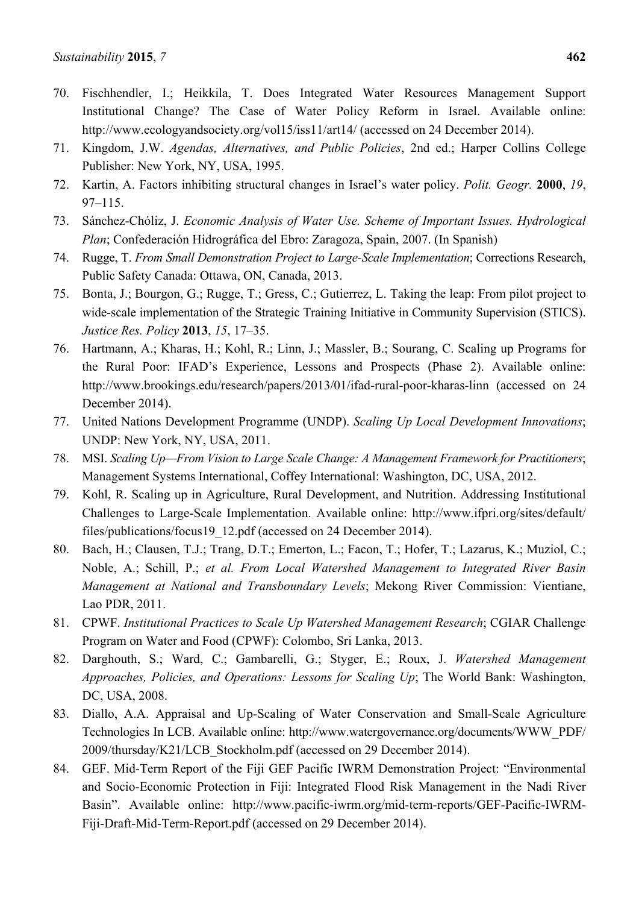70. Fischhendler, I.; Heikkila, T. Does Integrated Water Resources Management Support Institutional Change? The Case of Water Policy Reform in Israel. Available online: http://www.ecologyandsociety.org/vol15/iss11/art14/ (accessed on 24 December 2014).
71. Kingdom, J.W. *Agendas, Alternatives, and Public Policies*, 2nd ed.; Harper Collins College Publisher: New York, NY, USA, 1995.
72. Kartin, A. Factors inhibiting structural changes in Israel's water policy. *Polit. Geogr.* **2000**, *19*, 97–115.
73. Sánchez-Chóliz, J. *Economic Analysis of Water Use. Scheme of Important Issues. Hydrological Plan*; Confederación Hidrográfica del Ebro: Zaragoza, Spain, 2007. (In Spanish)
74. Rugge, T. *From Small Demonstration Project to Large-Scale Implementation*; Corrections Research, Public Safety Canada: Ottawa, ON, Canada, 2013.
75. Bonta, J.; Bourgon, G.; Rugge, T.; Gress, C.; Gutierrez, L. Taking the leap: From pilot project to wide-scale implementation of the Strategic Training Initiative in Community Supervision (STICS). *Justice Res. Policy* **2013**, *15*, 17–35.
76. Hartmann, A.; Kharas, H.; Kohl, R.; Linn, J.; Massler, B.; Sourang, C. Scaling up Programs for the Rural Poor: IFAD's Experience, Lessons and Prospects (Phase 2). Available online: http://www.brookings.edu/research/papers/2013/01/ifad-rural-poor-kharas-linn (accessed on 24 December 2014).
77. United Nations Development Programme (UNDP). *Scaling Up Local Development Innovations*; UNDP: New York, NY, USA, 2011.
78. MSI. *Scaling Up—From Vision to Large Scale Change: A Management Framework for Practitioners*; Management Systems International, Coffey International: Washington, DC, USA, 2012.
79. Kohl, R. Scaling up in Agriculture, Rural Development, and Nutrition. Addressing Institutional Challenges to Large-Scale Implementation. Available online: http://www.ifpri.org/sites/default/files/publications/focus19_12.pdf (accessed on 24 December 2014).
80. Bach, H.; Clausen, T.J.; Trang, D.T.; Emerton, L.; Facon, T.; Hofer, T.; Lazarus, K.; Muziol, C.; Noble, A.; Schill, P.; *et al. From Local Watershed Management to Integrated River Basin Management at National and Transboundary Levels*; Mekong River Commission: Vientiane, Lao PDR, 2011.
81. CPWF. *Institutional Practices to Scale Up Watershed Management Research*; CGIAR Challenge Program on Water and Food (CPWF): Colombo, Sri Lanka, 2013.
82. Darghouth, S.; Ward, C.; Gambarelli, G.; Styger, E.; Roux, J. *Watershed Management Approaches, Policies, and Operations: Lessons for Scaling Up*; The World Bank: Washington, DC, USA, 2008.
83. Diallo, A.A. Appraisal and Up-Scaling of Water Conservation and Small-Scale Agriculture Technologies In LCB. Available online: http://www.watergovernance.org/documents/WWW_PDF/2009/thursday/K21/LCB_Stockholm.pdf (accessed on 29 December 2014).
84. GEF. Mid-Term Report of the Fiji GEF Pacific IWRM Demonstration Project: "Environmental and Socio-Economic Protection in Fiji: Integrated Flood Risk Management in the Nadi River Basin". Available online: http://www.pacific-iwrm.org/mid-term-reports/GEF-Pacific-IWRM-Fiji-Draft-Mid-Term-Report.pdf (accessed on 29 December 2014).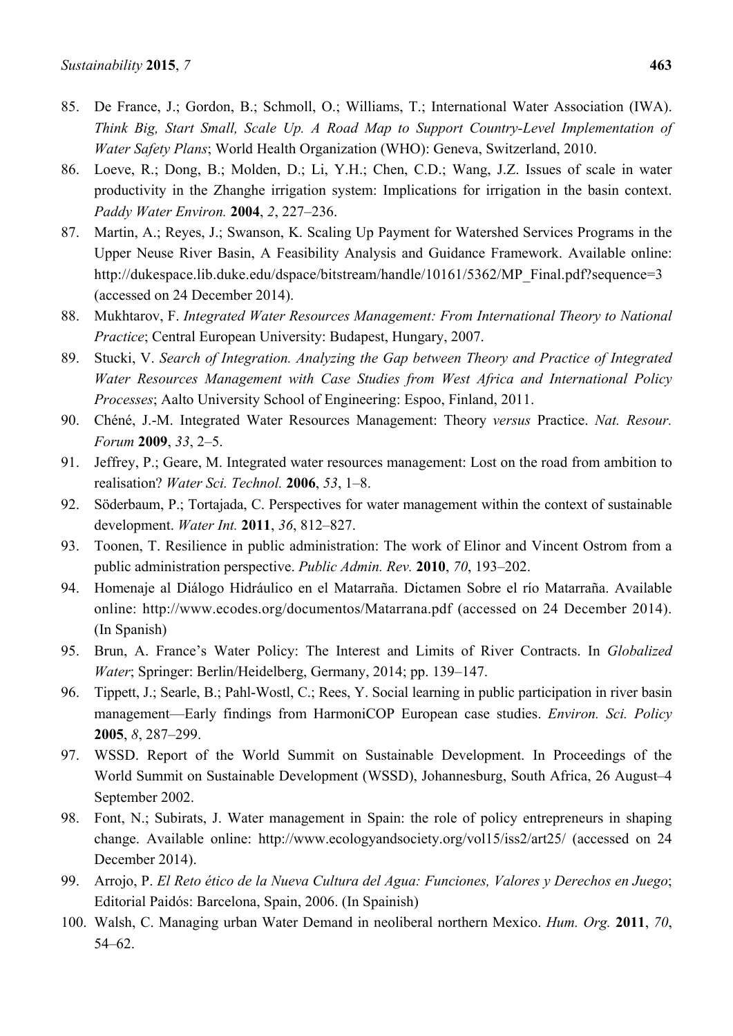85. De France, J.; Gordon, B.; Schmoll, O.; Williams, T.; International Water Association (IWA). *Think Big, Start Small, Scale Up. A Road Map to Support Country-Level Implementation of Water Safety Plans*; World Health Organization (WHO): Geneva, Switzerland, 2010.
86. Loeve, R.; Dong, B.; Molden, D.; Li, Y.H.; Chen, C.D.; Wang, J.Z. Issues of scale in water productivity in the Zhanghe irrigation system: Implications for irrigation in the basin context. *Paddy Water Environ.* **2004**, *2*, 227–236.
87. Martin, A.; Reyes, J.; Swanson, K. Scaling Up Payment for Watershed Services Programs in the Upper Neuse River Basin, A Feasibility Analysis and Guidance Framework. Available online: http://dukespace.lib.duke.edu/dspace/bitstream/handle/10161/5362/MP_Final.pdf?sequence=3 (accessed on 24 December 2014).
88. Mukhtarov, F. *Integrated Water Resources Management: From International Theory to National Practice*; Central European University: Budapest, Hungary, 2007.
89. Stucki, V. *Search of Integration. Analyzing the Gap between Theory and Practice of Integrated Water Resources Management with Case Studies from West Africa and International Policy Processes*; Aalto University School of Engineering: Espoo, Finland, 2011.
90. Chéné, J.-M. Integrated Water Resources Management: Theory *versus* Practice. *Nat. Resour. Forum* **2009**, *33*, 2–5.
91. Jeffrey, P.; Geare, M. Integrated water resources management: Lost on the road from ambition to realisation? *Water Sci. Technol.* **2006**, *53*, 1–8.
92. Söderbaum, P.; Tortajada, C. Perspectives for water management within the context of sustainable development. *Water Int.* **2011**, *36*, 812–827.
93. Toonen, T. Resilience in public administration: The work of Elinor and Vincent Ostrom from a public administration perspective. *Public Admin. Rev.* **2010**, *70*, 193–202.
94. Homenaje al Diálogo Hidráulico en el Matarraña. Dictamen Sobre el río Matarraña. Available online: http://www.ecodes.org/documentos/Matarrana.pdf (accessed on 24 December 2014). (In Spanish)
95. Brun, A. France's Water Policy: The Interest and Limits of River Contracts. In *Globalized Water*; Springer: Berlin/Heidelberg, Germany, 2014; pp. 139–147.
96. Tippett, J.; Searle, B.; Pahl-Wostl, C.; Rees, Y. Social learning in public participation in river basin management—Early findings from HarmoniCOP European case studies. *Environ. Sci. Policy* **2005**, *8*, 287–299.
97. WSSD. Report of the World Summit on Sustainable Development. In Proceedings of the World Summit on Sustainable Development (WSSD), Johannesburg, South Africa, 26 August–4 September 2002.
98. Font, N.; Subirats, J. Water management in Spain: the role of policy entrepreneurs in shaping change. Available online: http://www.ecologyandsociety.org/vol15/iss2/art25/ (accessed on 24 December 2014).
99. Arrojo, P. *El Reto ético de la Nueva Cultura del Agua: Funciones, Valores y Derechos en Juego*; Editorial Paidós: Barcelona, Spain, 2006. (In Spainish)
100. Walsh, C. Managing urban Water Demand in neoliberal northern Mexico. *Hum. Org.* **2011**, *70*, 54–62.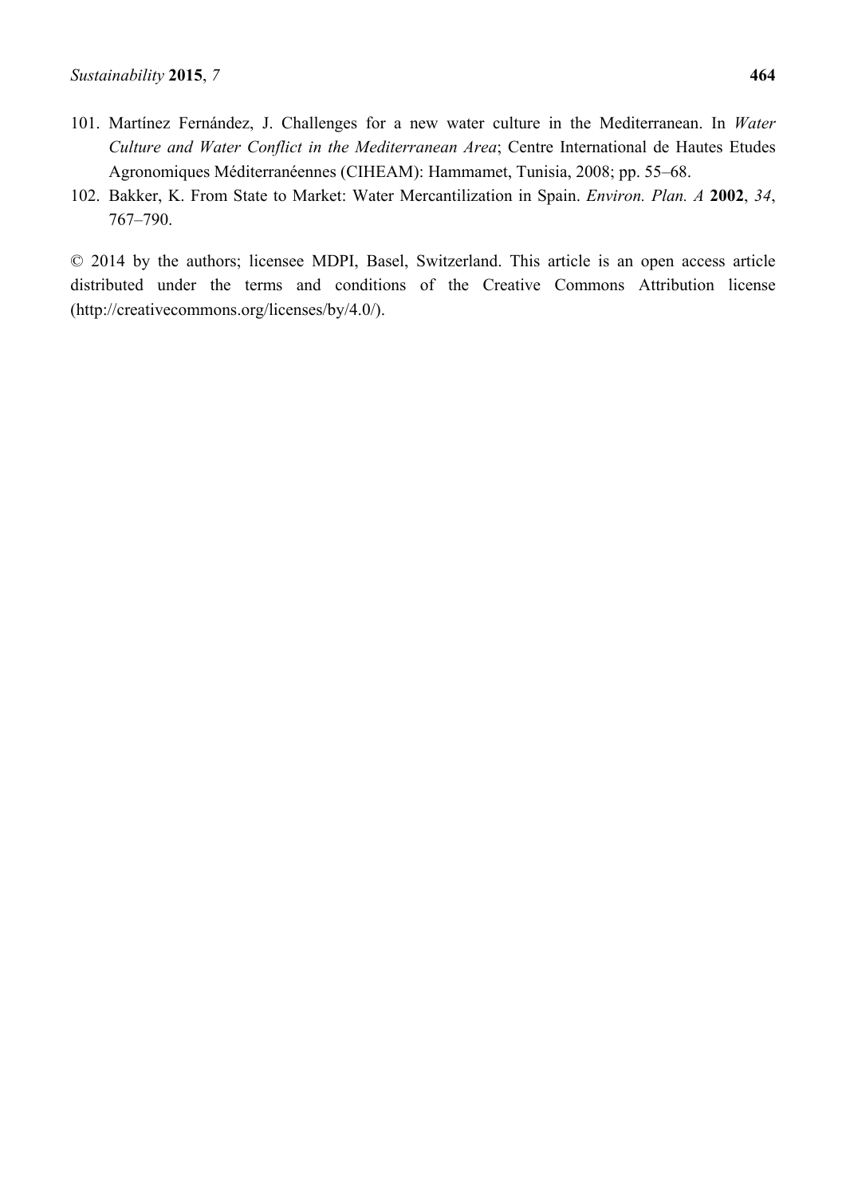101. Martínez Fernández, J. Challenges for a new water culture in the Mediterranean. In *Water Culture and Water Conflict in the Mediterranean Area*; Centre International de Hautes Etudes Agronomiques Méditerranéennes (CIHEAM): Hammamet, Tunisia, 2008; pp. 55–68.
102. Bakker, K. From State to Market: Water Mercantilization in Spain. *Environ. Plan. A* **2002**, *34*, 767–790.

© 2014 by the authors; licensee MDPI, Basel, Switzerland. This article is an open access article distributed under the terms and conditions of the Creative Commons Attribution license (http://creativecommons.org/licenses/by/4.0/).